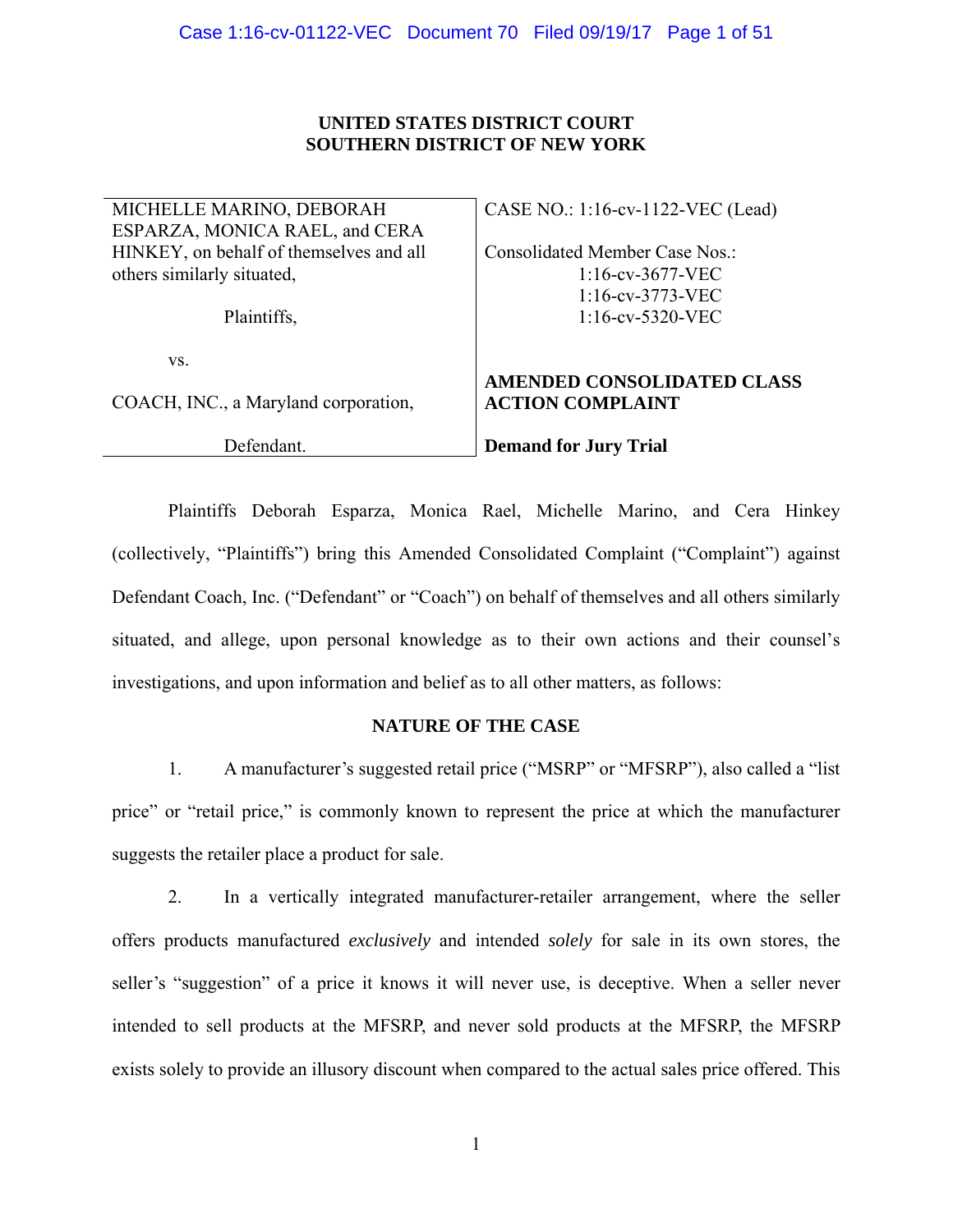**UNITED STATES DISTRICT COURT**
**SOUTHERN DISTRICT OF NEW YORK**

| | |
|---|---|
| MICHELLE MARINO, DEBORAH ESPARZA, MONICA RAEL, and CERA HINKEY, on behalf of themselves and all others similarly situated,<br><br>Plaintiffs,<br><br>vs.<br><br>COACH, INC., a Maryland corporation,<br><br>Defendant. | CASE NO.: 1:16-cv-1122-VEC (Lead)<br><br>Consolidated Member Case Nos.:<br>1:16-cv-3677-VEC<br>1:16-cv-3773-VEC<br>1:16-cv-5320-VEC<br><br>**AMENDED CONSOLIDATED CLASS ACTION COMPLAINT**<br><br>**Demand for Jury Trial** |

Plaintiffs Deborah Esparza, Monica Rael, Michelle Marino, and Cera Hinkey (collectively, "Plaintiffs") bring this Amended Consolidated Complaint ("Complaint") against Defendant Coach, Inc. ("Defendant" or "Coach") on behalf of themselves and all others similarly situated, and allege, upon personal knowledge as to their own actions and their counsel's investigations, and upon information and belief as to all other matters, as follows:

## NATURE OF THE CASE

1. A manufacturer's suggested retail price ("MSRP" or "MFSRP"), also called a "list price" or "retail price," is commonly known to represent the price at which the manufacturer suggests the retailer place a product for sale.

2. In a vertically integrated manufacturer-retailer arrangement, where the seller offers products manufactured *exclusively* and intended *solely* for sale in its own stores, the seller's "suggestion" of a price it knows it will never use, is deceptive. When a seller never intended to sell products at the MFSRP, and never sold products at the MFSRP, the MFSRP exists solely to provide an illusory discount when compared to the actual sales price offered. This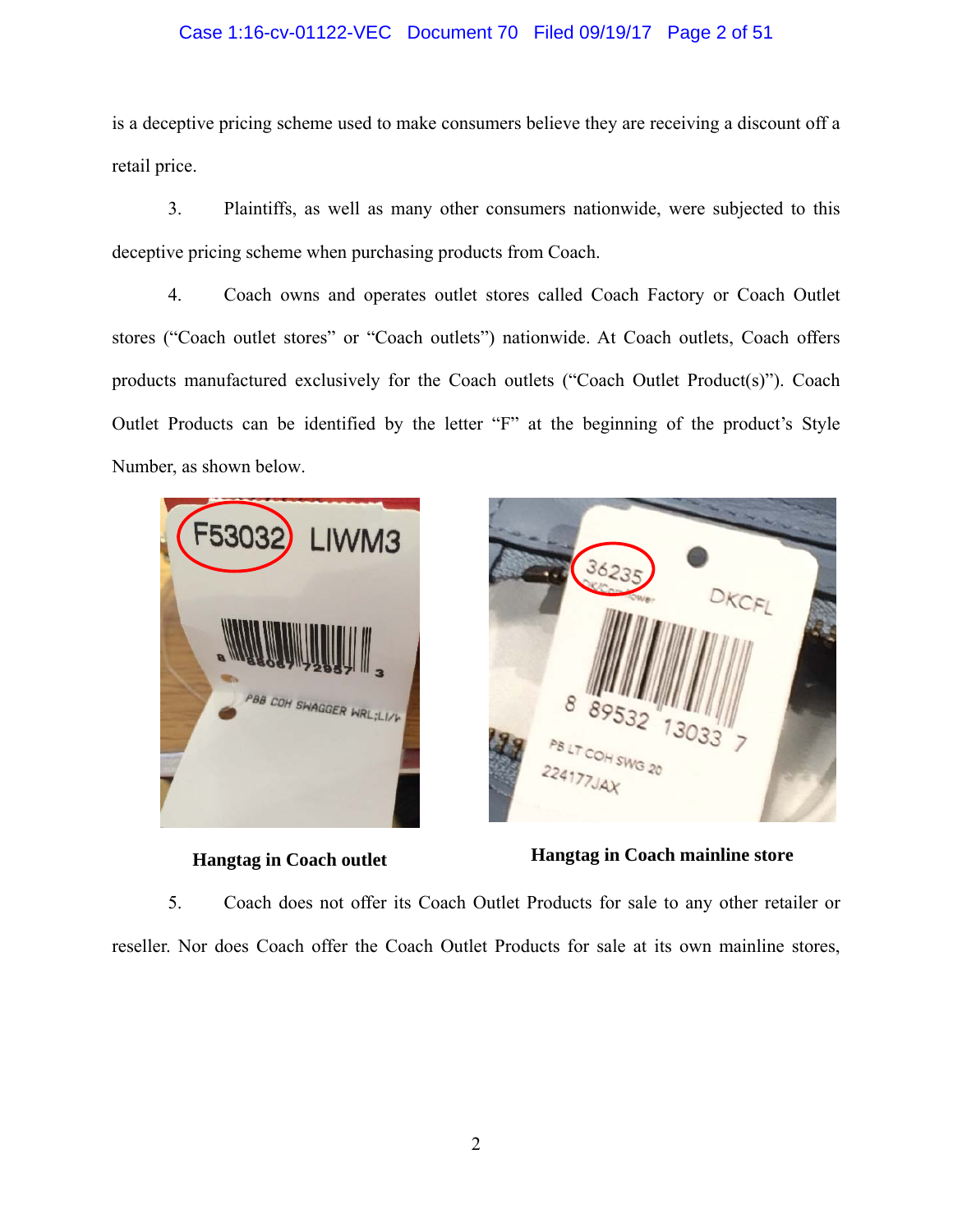is a deceptive pricing scheme used to make consumers believe they are receiving a discount off a retail price.

3. Plaintiffs, as well as many other consumers nationwide, were subjected to this deceptive pricing scheme when purchasing products from Coach.

4. Coach owns and operates outlet stores called Coach Factory or Coach Outlet stores ("Coach outlet stores" or "Coach outlets") nationwide. At Coach outlets, Coach offers products manufactured exclusively for the Coach outlets ("Coach Outlet Product(s)"). Coach Outlet Products can be identified by the letter "F" at the beginning of the product's Style Number, as shown below.

**Hangtag in Coach outlet**

**Hangtag in Coach mainline store**

5. Coach does not offer its Coach Outlet Products for sale to any other retailer or reseller. Nor does Coach offer the Coach Outlet Products for sale at its own mainline stores,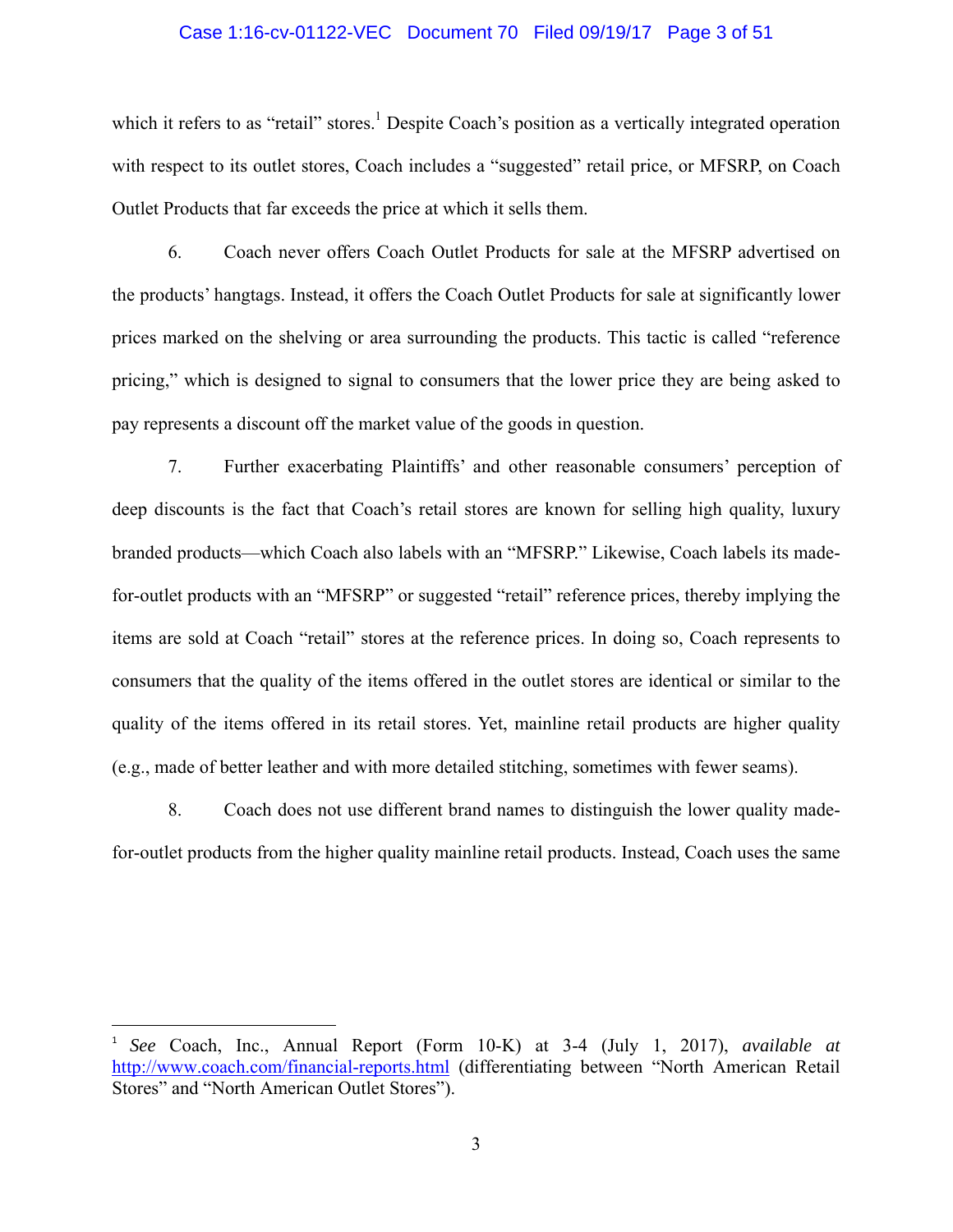which it refers to as "retail" stores.[1] Despite Coach's position as a vertically integrated operation with respect to its outlet stores, Coach includes a "suggested" retail price, or MFSRP, on Coach Outlet Products that far exceeds the price at which it sells them.

6. Coach never offers Coach Outlet Products for sale at the MFSRP advertised on the products' hangtags. Instead, it offers the Coach Outlet Products for sale at significantly lower prices marked on the shelving or area surrounding the products. This tactic is called "reference pricing," which is designed to signal to consumers that the lower price they are being asked to pay represents a discount off the market value of the goods in question.

7. Further exacerbating Plaintiffs' and other reasonable consumers' perception of deep discounts is the fact that Coach's retail stores are known for selling high quality, luxury branded products—which Coach also labels with an "MFSRP." Likewise, Coach labels its made-for-outlet products with an "MFSRP" or suggested "retail" reference prices, thereby implying the items are sold at Coach "retail" stores at the reference prices. In doing so, Coach represents to consumers that the quality of the items offered in the outlet stores are identical or similar to the quality of the items offered in its retail stores. Yet, mainline retail products are higher quality (e.g., made of better leather and with more detailed stitching, sometimes with fewer seams).

8. Coach does not use different brand names to distinguish the lower quality made-for-outlet products from the higher quality mainline retail products. Instead, Coach uses the same

---

[1] *See* Coach, Inc., Annual Report (Form 10-K) at 3-4 (July 1, 2017), *available at* http://www.coach.com/financial-reports.html (differentiating between "North American Retail Stores" and "North American Outlet Stores").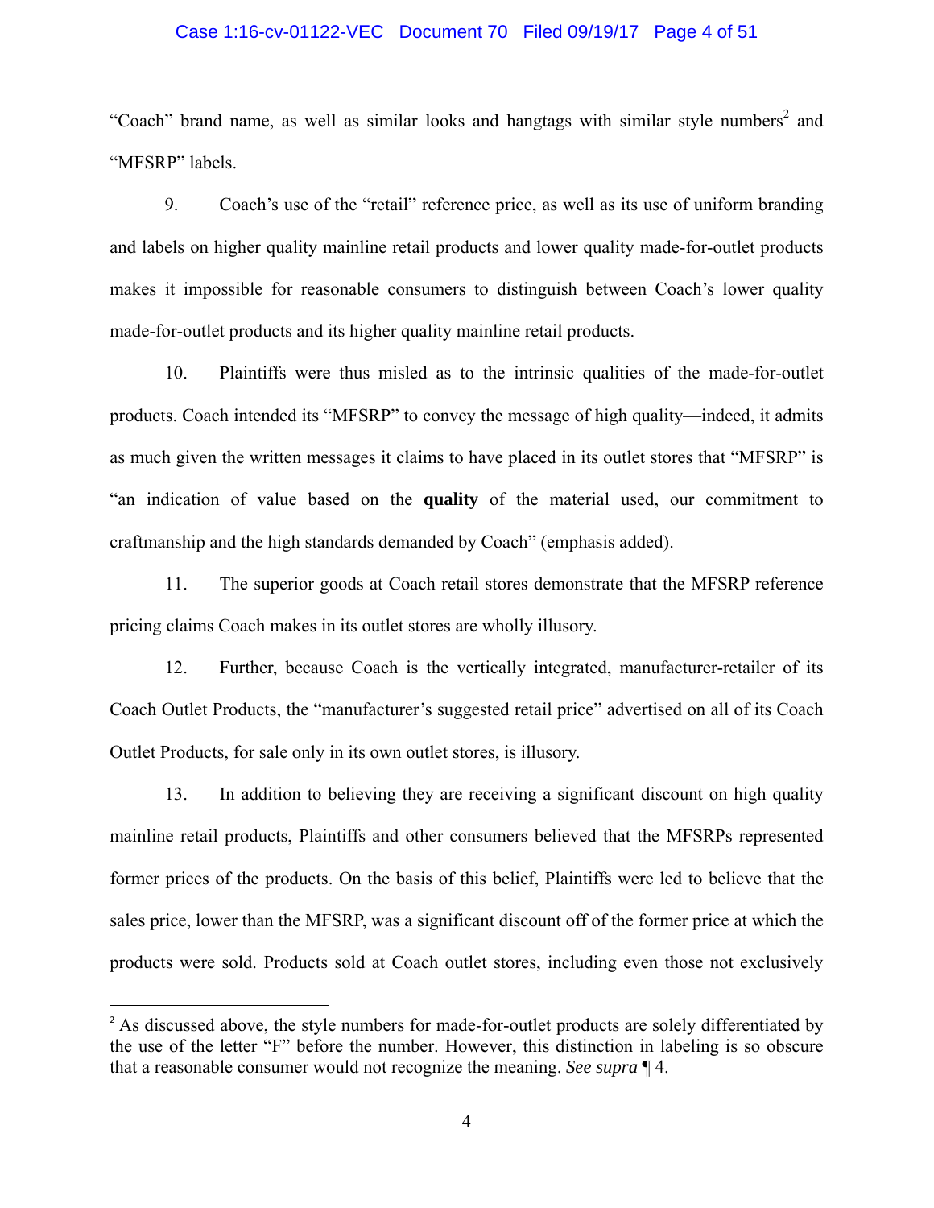"Coach" brand name, as well as similar looks and hangtags with similar style numbers[2] and "MFSRP" labels.

9. Coach's use of the "retail" reference price, as well as its use of uniform branding and labels on higher quality mainline retail products and lower quality made-for-outlet products makes it impossible for reasonable consumers to distinguish between Coach's lower quality made-for-outlet products and its higher quality mainline retail products.

10. Plaintiffs were thus misled as to the intrinsic qualities of the made-for-outlet products. Coach intended its "MFSRP" to convey the message of high quality—indeed, it admits as much given the written messages it claims to have placed in its outlet stores that "MFSRP" is "an indication of value based on the **quality** of the material used, our commitment to craftmanship and the high standards demanded by Coach" (emphasis added).

11. The superior goods at Coach retail stores demonstrate that the MFSRP reference pricing claims Coach makes in its outlet stores are wholly illusory.

12. Further, because Coach is the vertically integrated, manufacturer-retailer of its Coach Outlet Products, the "manufacturer's suggested retail price" advertised on all of its Coach Outlet Products, for sale only in its own outlet stores, is illusory.

13. In addition to believing they are receiving a significant discount on high quality mainline retail products, Plaintiffs and other consumers believed that the MFSRPs represented former prices of the products. On the basis of this belief, Plaintiffs were led to believe that the sales price, lower than the MFSRP, was a significant discount off of the former price at which the products were sold. Products sold at Coach outlet stores, including even those not exclusively

---

[2] As discussed above, the style numbers for made-for-outlet products are solely differentiated by the use of the letter "F" before the number. However, this distinction in labeling is so obscure that a reasonable consumer would not recognize the meaning. *See supra* ¶ 4.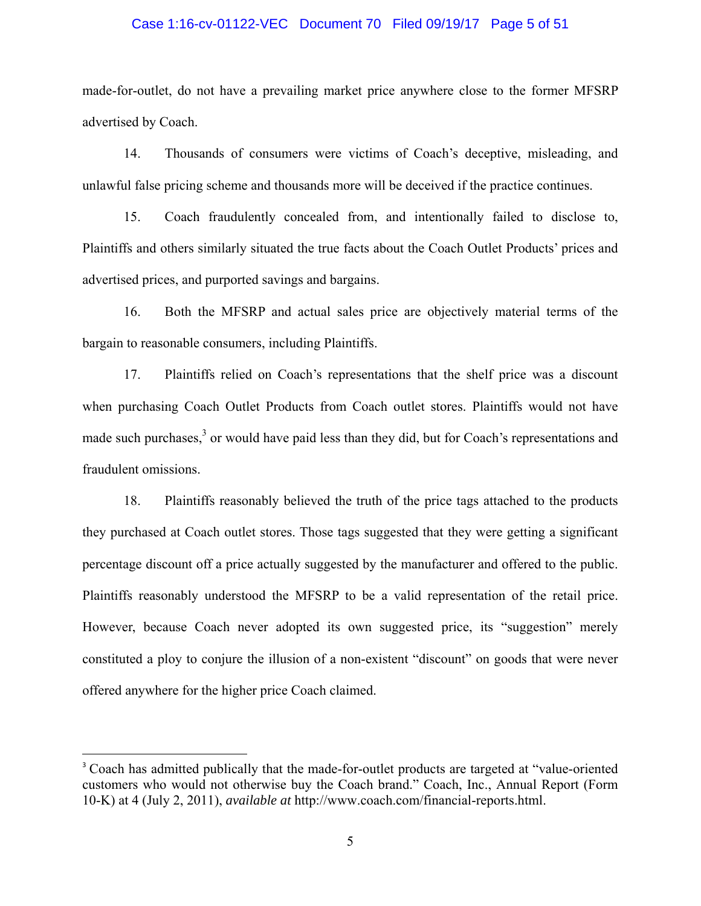made-for-outlet, do not have a prevailing market price anywhere close to the former MFSRP advertised by Coach.

14. Thousands of consumers were victims of Coach's deceptive, misleading, and unlawful false pricing scheme and thousands more will be deceived if the practice continues.

15. Coach fraudulently concealed from, and intentionally failed to disclose to, Plaintiffs and others similarly situated the true facts about the Coach Outlet Products' prices and advertised prices, and purported savings and bargains.

16. Both the MFSRP and actual sales price are objectively material terms of the bargain to reasonable consumers, including Plaintiffs.

17. Plaintiffs relied on Coach's representations that the shelf price was a discount when purchasing Coach Outlet Products from Coach outlet stores. Plaintiffs would not have made such purchases,[3] or would have paid less than they did, but for Coach's representations and fraudulent omissions.

18. Plaintiffs reasonably believed the truth of the price tags attached to the products they purchased at Coach outlet stores. Those tags suggested that they were getting a significant percentage discount off a price actually suggested by the manufacturer and offered to the public. Plaintiffs reasonably understood the MFSRP to be a valid representation of the retail price. However, because Coach never adopted its own suggested price, its "suggestion" merely constituted a ploy to conjure the illusion of a non-existent "discount" on goods that were never offered anywhere for the higher price Coach claimed.

---

[3] Coach has admitted publically that the made-for-outlet products are targeted at "value-oriented customers who would not otherwise buy the Coach brand." Coach, Inc., Annual Report (Form 10-K) at 4 (July 2, 2011), *available at* http://www.coach.com/financial-reports.html.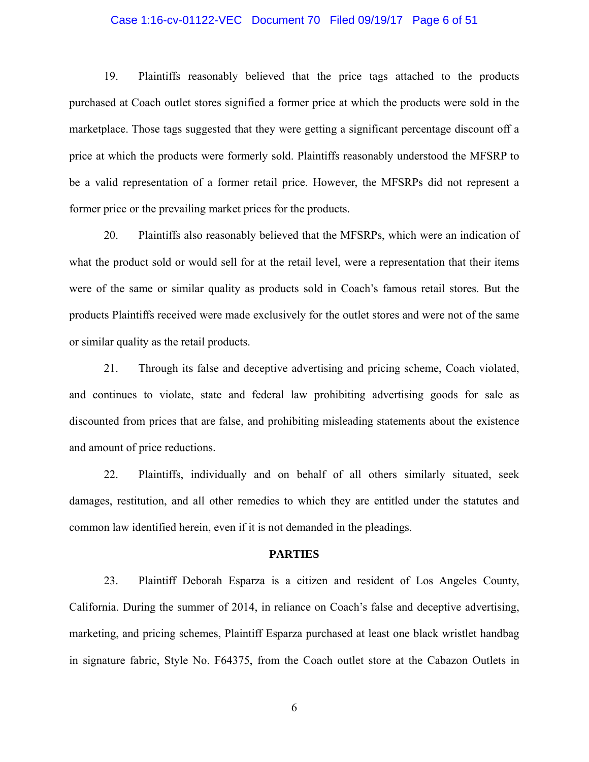19. Plaintiffs reasonably believed that the price tags attached to the products purchased at Coach outlet stores signified a former price at which the products were sold in the marketplace. Those tags suggested that they were getting a significant percentage discount off a price at which the products were formerly sold. Plaintiffs reasonably understood the MFSRP to be a valid representation of a former retail price. However, the MFSRPs did not represent a former price or the prevailing market prices for the products.

20. Plaintiffs also reasonably believed that the MFSRPs, which were an indication of what the product sold or would sell for at the retail level, were a representation that their items were of the same or similar quality as products sold in Coach's famous retail stores. But the products Plaintiffs received were made exclusively for the outlet stores and were not of the same or similar quality as the retail products.

21. Through its false and deceptive advertising and pricing scheme, Coach violated, and continues to violate, state and federal law prohibiting advertising goods for sale as discounted from prices that are false, and prohibiting misleading statements about the existence and amount of price reductions.

22. Plaintiffs, individually and on behalf of all others similarly situated, seek damages, restitution, and all other remedies to which they are entitled under the statutes and common law identified herein, even if it is not demanded in the pleadings.

**PARTIES**

23. Plaintiff Deborah Esparza is a citizen and resident of Los Angeles County, California. During the summer of 2014, in reliance on Coach's false and deceptive advertising, marketing, and pricing schemes, Plaintiff Esparza purchased at least one black wristlet handbag in signature fabric, Style No. F64375, from the Coach outlet store at the Cabazon Outlets in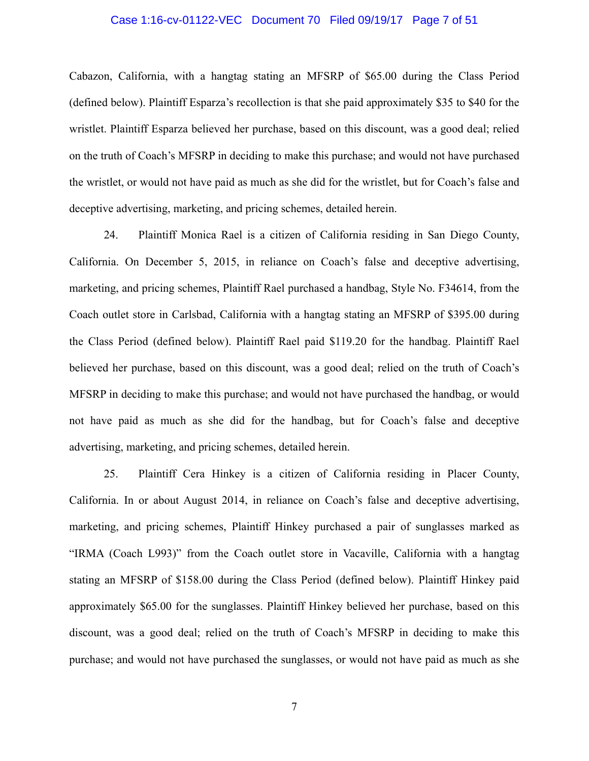Cabazon, California, with a hangtag stating an MFSRP of $65.00 during the Class Period (defined below). Plaintiff Esparza's recollection is that she paid approximately $35 to $40 for the wristlet. Plaintiff Esparza believed her purchase, based on this discount, was a good deal; relied on the truth of Coach's MFSRP in deciding to make this purchase; and would not have purchased the wristlet, or would not have paid as much as she did for the wristlet, but for Coach's false and deceptive advertising, marketing, and pricing schemes, detailed herein.

24. Plaintiff Monica Rael is a citizen of California residing in San Diego County, California. On December 5, 2015, in reliance on Coach's false and deceptive advertising, marketing, and pricing schemes, Plaintiff Rael purchased a handbag, Style No. F34614, from the Coach outlet store in Carlsbad, California with a hangtag stating an MFSRP of $395.00 during the Class Period (defined below). Plaintiff Rael paid $119.20 for the handbag. Plaintiff Rael believed her purchase, based on this discount, was a good deal; relied on the truth of Coach's MFSRP in deciding to make this purchase; and would not have purchased the handbag, or would not have paid as much as she did for the handbag, but for Coach's false and deceptive advertising, marketing, and pricing schemes, detailed herein.

25. Plaintiff Cera Hinkey is a citizen of California residing in Placer County, California. In or about August 2014, in reliance on Coach's false and deceptive advertising, marketing, and pricing schemes, Plaintiff Hinkey purchased a pair of sunglasses marked as "IRMA (Coach L993)" from the Coach outlet store in Vacaville, California with a hangtag stating an MFSRP of $158.00 during the Class Period (defined below). Plaintiff Hinkey paid approximately $65.00 for the sunglasses. Plaintiff Hinkey believed her purchase, based on this discount, was a good deal; relied on the truth of Coach's MFSRP in deciding to make this purchase; and would not have purchased the sunglasses, or would not have paid as much as she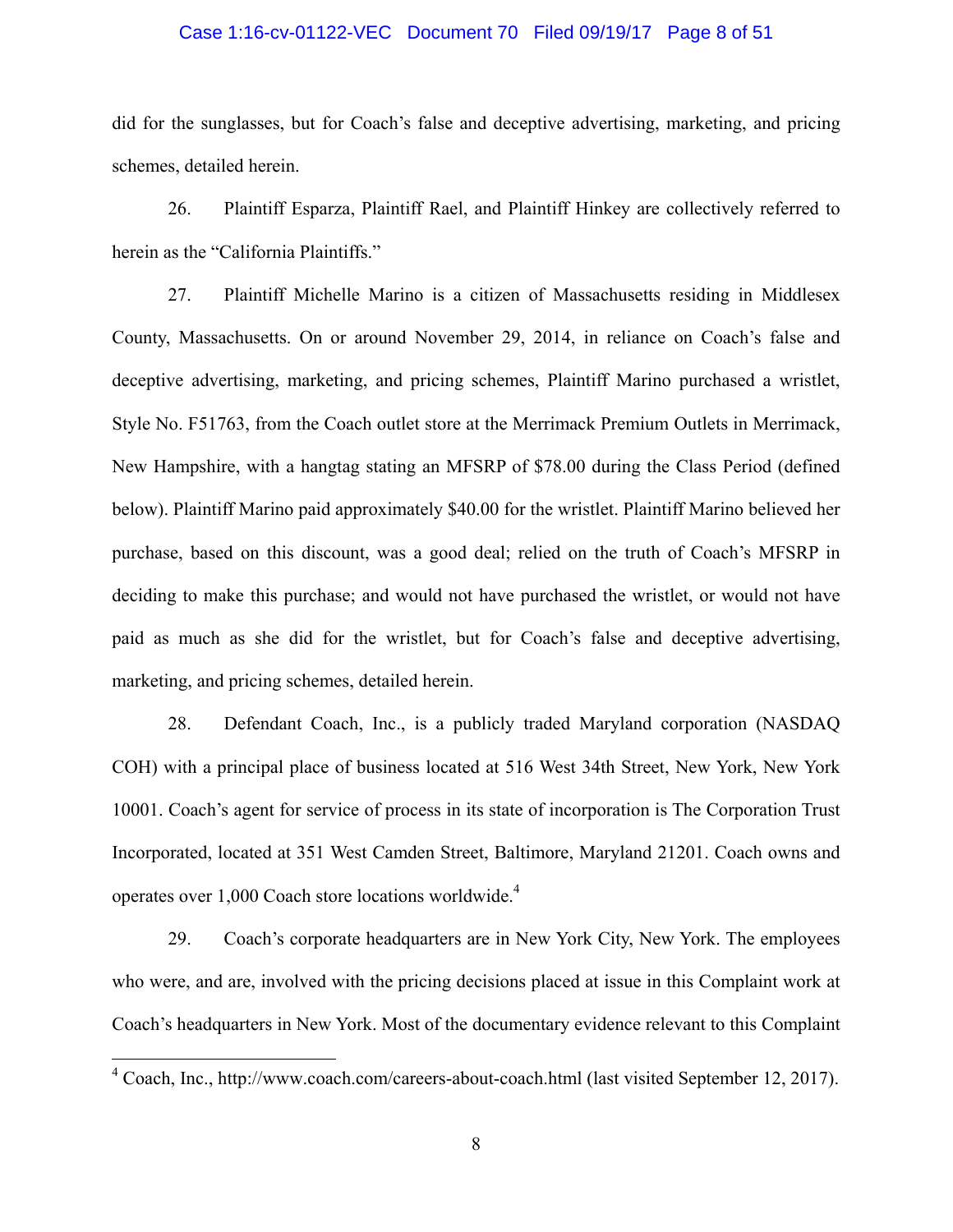did for the sunglasses, but for Coach's false and deceptive advertising, marketing, and pricing schemes, detailed herein.

26. Plaintiff Esparza, Plaintiff Rael, and Plaintiff Hinkey are collectively referred to herein as the "California Plaintiffs."

27. Plaintiff Michelle Marino is a citizen of Massachusetts residing in Middlesex County, Massachusetts. On or around November 29, 2014, in reliance on Coach's false and deceptive advertising, marketing, and pricing schemes, Plaintiff Marino purchased a wristlet, Style No. F51763, from the Coach outlet store at the Merrimack Premium Outlets in Merrimack, New Hampshire, with a hangtag stating an MFSRP of $78.00 during the Class Period (defined below). Plaintiff Marino paid approximately $40.00 for the wristlet. Plaintiff Marino believed her purchase, based on this discount, was a good deal; relied on the truth of Coach's MFSRP in deciding to make this purchase; and would not have purchased the wristlet, or would not have paid as much as she did for the wristlet, but for Coach's false and deceptive advertising, marketing, and pricing schemes, detailed herein.

28. Defendant Coach, Inc., is a publicly traded Maryland corporation (NASDAQ COH) with a principal place of business located at 516 West 34th Street, New York, New York 10001. Coach's agent for service of process in its state of incorporation is The Corporation Trust Incorporated, located at 351 West Camden Street, Baltimore, Maryland 21201. Coach owns and operates over 1,000 Coach store locations worldwide.[4]

29. Coach's corporate headquarters are in New York City, New York. The employees who were, and are, involved with the pricing decisions placed at issue in this Complaint work at Coach's headquarters in New York. Most of the documentary evidence relevant to this Complaint

---

[4] Coach, Inc., http://www.coach.com/careers-about-coach.html (last visited September 12, 2017).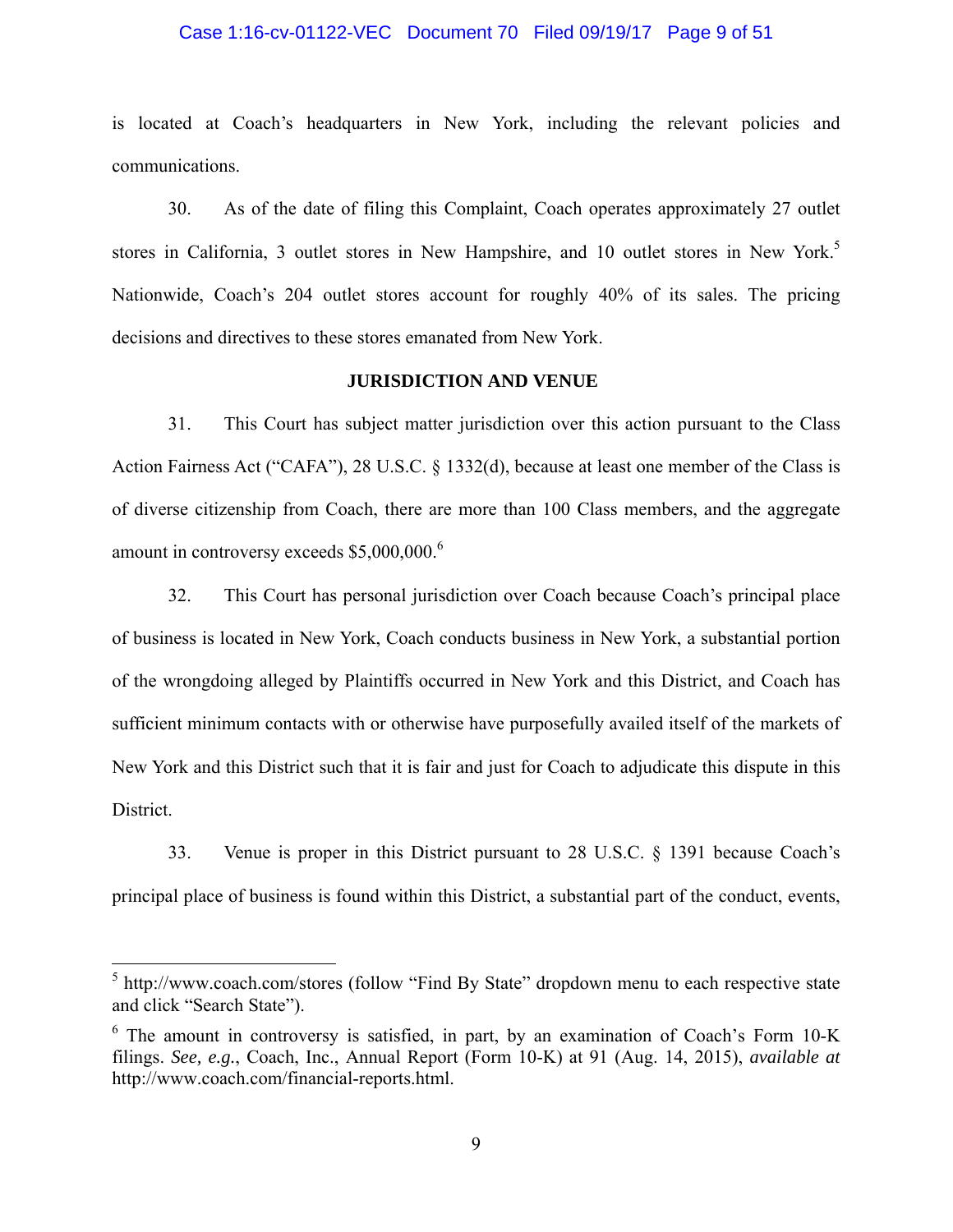is located at Coach's headquarters in New York, including the relevant policies and communications.

30. As of the date of filing this Complaint, Coach operates approximately 27 outlet stores in California, 3 outlet stores in New Hampshire, and 10 outlet stores in New York.[5] Nationwide, Coach's 204 outlet stores account for roughly 40% of its sales. The pricing decisions and directives to these stores emanated from New York.

## JURISDICTION AND VENUE

31. This Court has subject matter jurisdiction over this action pursuant to the Class Action Fairness Act ("CAFA"), 28 U.S.C. § 1332(d), because at least one member of the Class is of diverse citizenship from Coach, there are more than 100 Class members, and the aggregate amount in controversy exceeds $5,000,000.[6]

32. This Court has personal jurisdiction over Coach because Coach's principal place of business is located in New York, Coach conducts business in New York, a substantial portion of the wrongdoing alleged by Plaintiffs occurred in New York and this District, and Coach has sufficient minimum contacts with or otherwise have purposefully availed itself of the markets of New York and this District such that it is fair and just for Coach to adjudicate this dispute in this District.

33. Venue is proper in this District pursuant to 28 U.S.C. § 1391 because Coach's principal place of business is found within this District, a substantial part of the conduct, events,

---

[5] http://www.coach.com/stores (follow "Find By State" dropdown menu to each respective state and click "Search State").

[6] The amount in controversy is satisfied, in part, by an examination of Coach's Form 10-K filings. *See, e.g.*, Coach, Inc., Annual Report (Form 10-K) at 91 (Aug. 14, 2015), *available at* http://www.coach.com/financial-reports.html.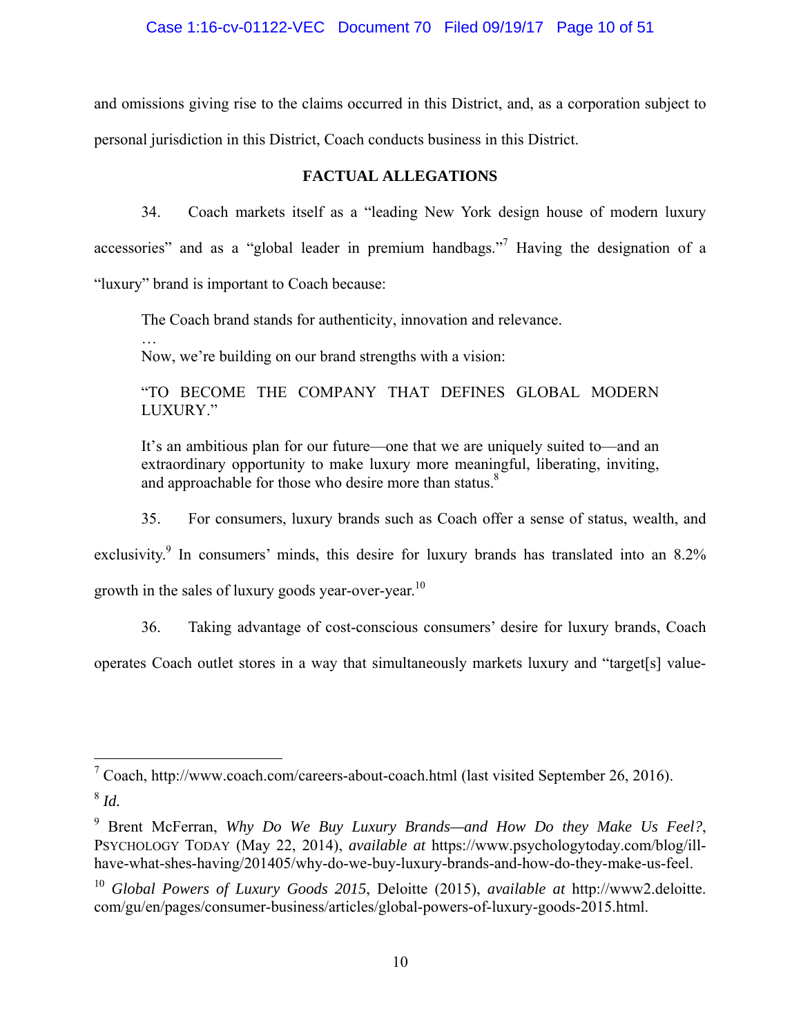and omissions giving rise to the claims occurred in this District, and, as a corporation subject to personal jurisdiction in this District, Coach conducts business in this District.

## FACTUAL ALLEGATIONS

34. Coach markets itself as a "leading New York design house of modern luxury accessories" and as a "global leader in premium handbags."[7] Having the designation of a "luxury" brand is important to Coach because:

> The Coach brand stands for authenticity, innovation and relevance.
>
> …
>
> Now, we're building on our brand strengths with a vision:
>
> "TO BECOME THE COMPANY THAT DEFINES GLOBAL MODERN LUXURY."
>
> It's an ambitious plan for our future—one that we are uniquely suited to—and an extraordinary opportunity to make luxury more meaningful, liberating, inviting, and approachable for those who desire more than status.[8]

35. For consumers, luxury brands such as Coach offer a sense of status, wealth, and exclusivity.[9] In consumers' minds, this desire for luxury brands has translated into an 8.2% growth in the sales of luxury goods year-over-year.[10]

36. Taking advantage of cost-conscious consumers' desire for luxury brands, Coach operates Coach outlet stores in a way that simultaneously markets luxury and "target[s] value-

---

[7] Coach, http://www.coach.com/careers-about-coach.html (last visited September 26, 2016).

[8] *Id.*

[9] Brent McFerran, *Why Do We Buy Luxury Brands—and How Do they Make Us Feel?*, PSYCHOLOGY TODAY (May 22, 2014), *available at* https://www.psychologytoday.com/blog/ill-have-what-shes-having/201405/why-do-we-buy-luxury-brands-and-how-do-they-make-us-feel.

[10] *Global Powers of Luxury Goods 2015*, Deloitte (2015), *available at* http://www2.deloitte.com/gu/en/pages/consumer-business/articles/global-powers-of-luxury-goods-2015.html.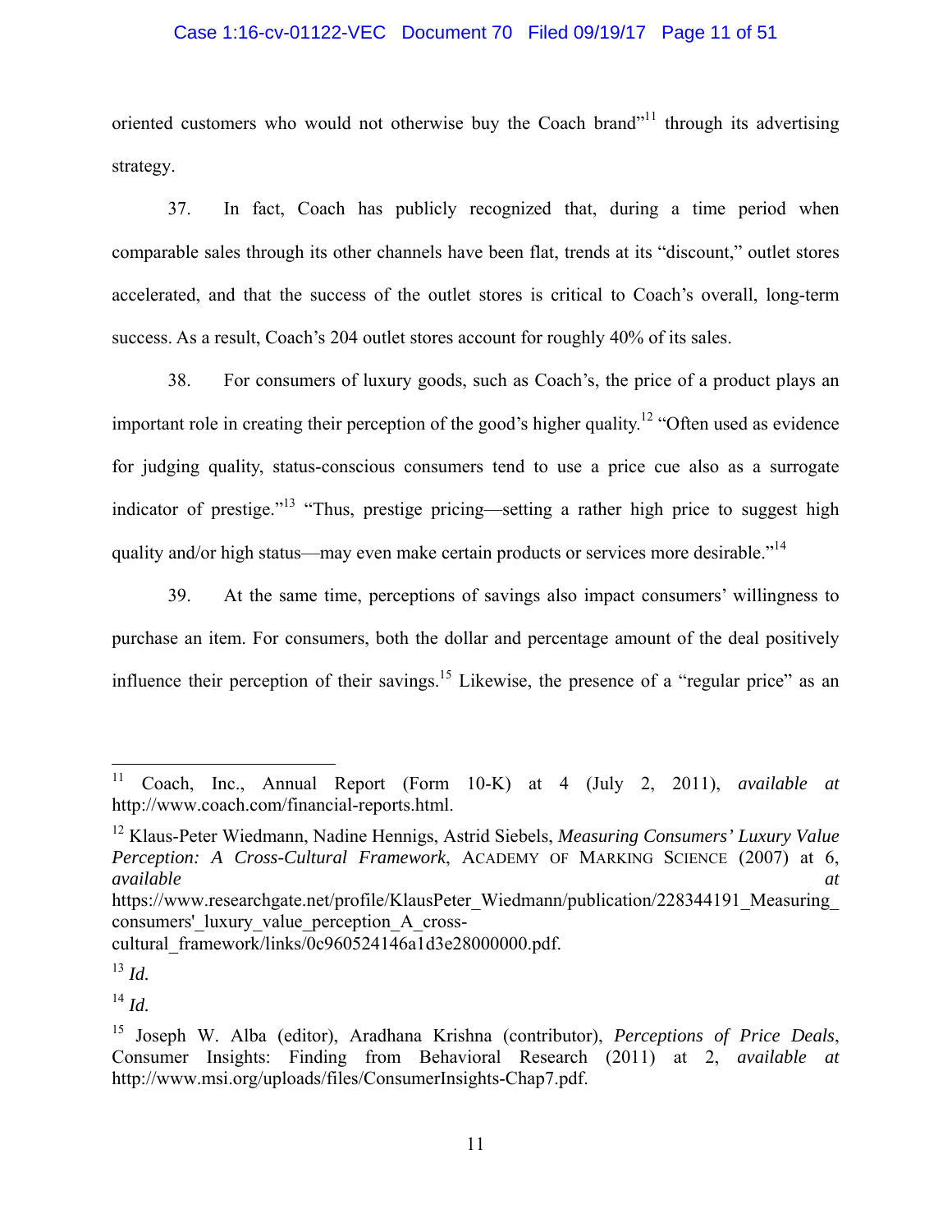oriented customers who would not otherwise buy the Coach brand"[11] through its advertising strategy.

37. In fact, Coach has publicly recognized that, during a time period when comparable sales through its other channels have been flat, trends at its "discount," outlet stores accelerated, and that the success of the outlet stores is critical to Coach's overall, long-term success. As a result, Coach's 204 outlet stores account for roughly 40% of its sales.

38. For consumers of luxury goods, such as Coach's, the price of a product plays an important role in creating their perception of the good's higher quality.[12] "Often used as evidence for judging quality, status-conscious consumers tend to use a price cue also as a surrogate indicator of prestige."[13] "Thus, prestige pricing—setting a rather high price to suggest high quality and/or high status—may even make certain products or services more desirable."[14]

39. At the same time, perceptions of savings also impact consumers' willingness to purchase an item. For consumers, both the dollar and percentage amount of the deal positively influence their perception of their savings.[15] Likewise, the presence of a "regular price" as an

---

[11] Coach, Inc., Annual Report (Form 10-K) at 4 (July 2, 2011), *available at* http://www.coach.com/financial-reports.html.

[12] Klaus-Peter Wiedmann, Nadine Hennigs, Astrid Siebels, *Measuring Consumers' Luxury Value Perception: A Cross-Cultural Framework*, ACADEMY OF MARKING SCIENCE (2007) at 6, *available at* https://www.researchgate.net/profile/KlausPeter_Wiedmann/publication/228344191_Measuring_consumers'_luxury_value_perception_A_cross-cultural_framework/links/0c960524146a1d3e28000000.pdf.

[13] *Id.*

[14] *Id.*

[15] Joseph W. Alba (editor), Aradhana Krishna (contributor), *Perceptions of Price Deals*, Consumer Insights: Finding from Behavioral Research (2011) at 2, *available at* http://www.msi.org/uploads/files/ConsumerInsights-Chap7.pdf.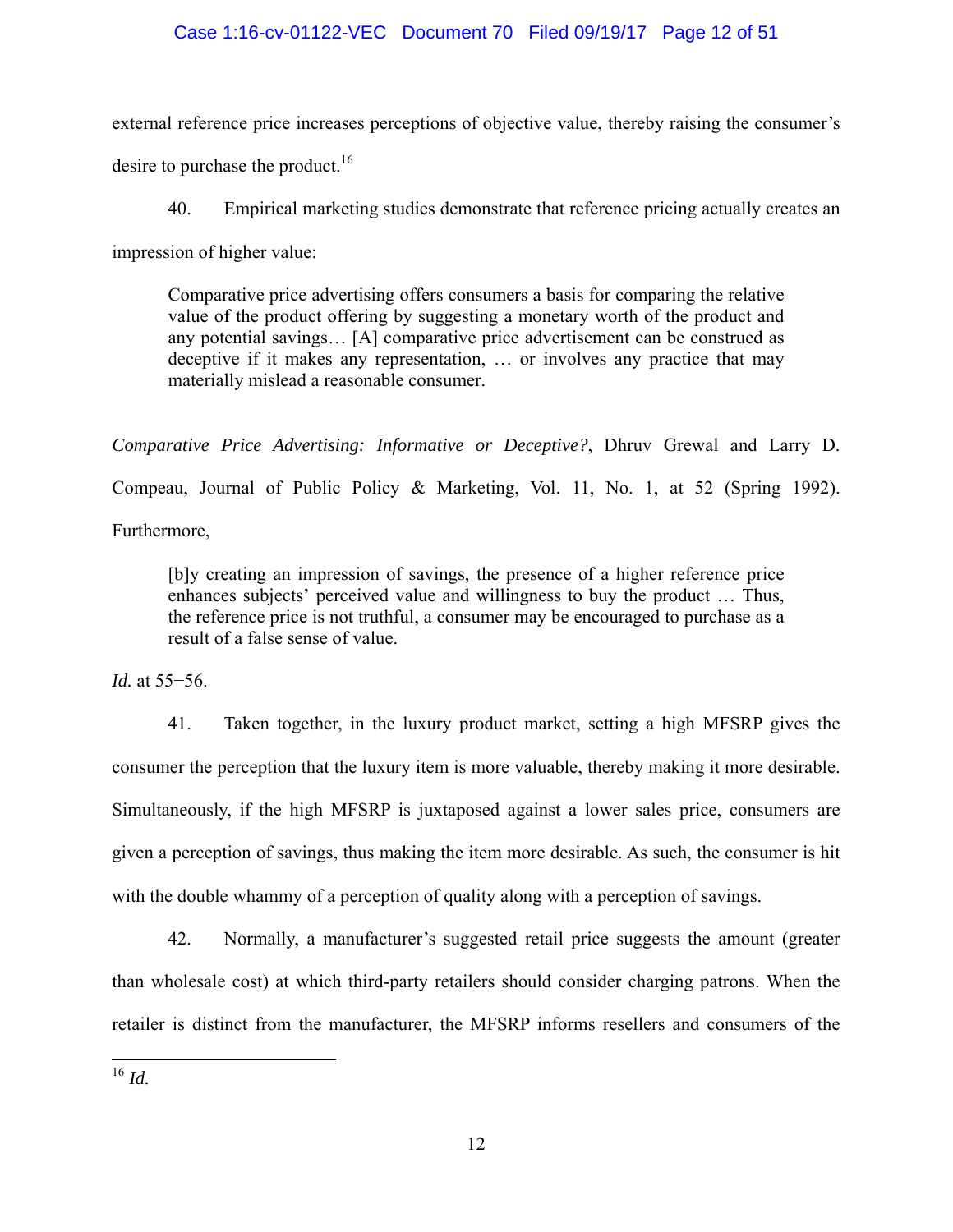external reference price increases perceptions of objective value, thereby raising the consumer's desire to purchase the product.[16]

40. Empirical marketing studies demonstrate that reference pricing actually creates an impression of higher value:

> Comparative price advertising offers consumers a basis for comparing the relative value of the product offering by suggesting a monetary worth of the product and any potential savings… [A] comparative price advertisement can be construed as deceptive if it makes any representation, … or involves any practice that may materially mislead a reasonable consumer.

*Comparative Price Advertising: Informative or Deceptive?*, Dhruv Grewal and Larry D. Compeau, Journal of Public Policy & Marketing, Vol. 11, No. 1, at 52 (Spring 1992). Furthermore,

> [b]y creating an impression of savings, the presence of a higher reference price enhances subjects' perceived value and willingness to buy the product … Thus, the reference price is not truthful, a consumer may be encouraged to purchase as a result of a false sense of value.

*Id.* at 55−56.

41. Taken together, in the luxury product market, setting a high MFSRP gives the consumer the perception that the luxury item is more valuable, thereby making it more desirable. Simultaneously, if the high MFSRP is juxtaposed against a lower sales price, consumers are given a perception of savings, thus making the item more desirable. As such, the consumer is hit with the double whammy of a perception of quality along with a perception of savings.

42. Normally, a manufacturer's suggested retail price suggests the amount (greater than wholesale cost) at which third-party retailers should consider charging patrons. When the retailer is distinct from the manufacturer, the MFSRP informs resellers and consumers of the

---

[16] *Id.*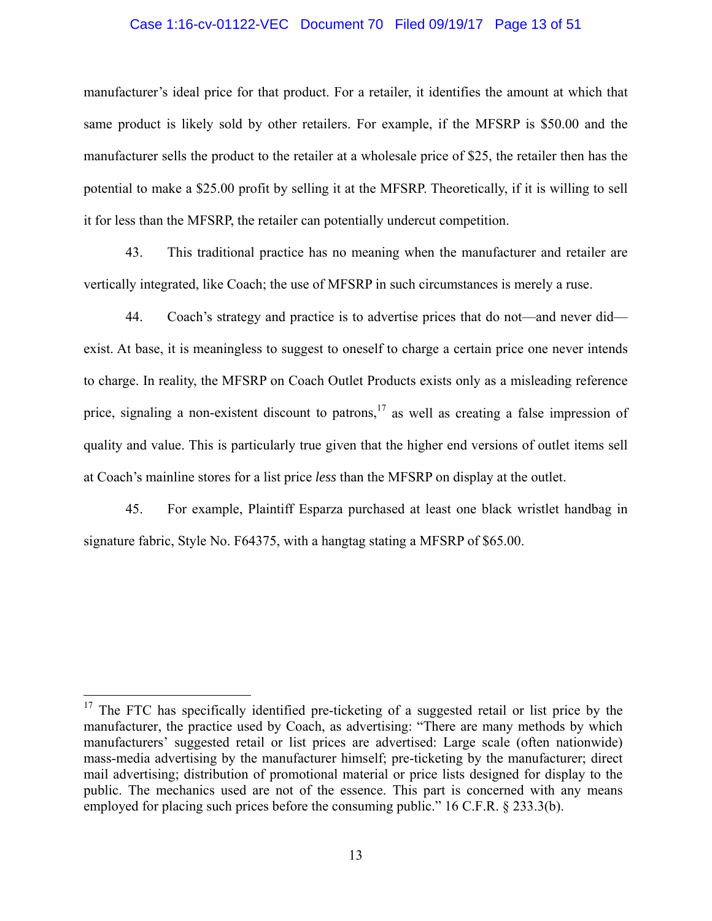manufacturer's ideal price for that product. For a retailer, it identifies the amount at which that same product is likely sold by other retailers. For example, if the MFSRP is $50.00 and the manufacturer sells the product to the retailer at a wholesale price of $25, the retailer then has the potential to make a $25.00 profit by selling it at the MFSRP. Theoretically, if it is willing to sell it for less than the MFSRP, the retailer can potentially undercut competition.

43. This traditional practice has no meaning when the manufacturer and retailer are vertically integrated, like Coach; the use of MFSRP in such circumstances is merely a ruse.

44. Coach's strategy and practice is to advertise prices that do not—and never did—exist. At base, it is meaningless to suggest to oneself to charge a certain price one never intends to charge. In reality, the MFSRP on Coach Outlet Products exists only as a misleading reference price, signaling a non-existent discount to patrons,[17] as well as creating a false impression of quality and value. This is particularly true given that the higher end versions of outlet items sell at Coach's mainline stores for a list price *less* than the MFSRP on display at the outlet.

45. For example, Plaintiff Esparza purchased at least one black wristlet handbag in signature fabric, Style No. F64375, with a hangtag stating a MFSRP of $65.00.

---

[17] The FTC has specifically identified pre-ticketing of a suggested retail or list price by the manufacturer, the practice used by Coach, as advertising: "There are many methods by which manufacturers' suggested retail or list prices are advertised: Large scale (often nationwide) mass-media advertising by the manufacturer himself; pre-ticketing by the manufacturer; direct mail advertising; distribution of promotional material or price lists designed for display to the public. The mechanics used are not of the essence. This part is concerned with any means employed for placing such prices before the consuming public." 16 C.F.R. § 233.3(b).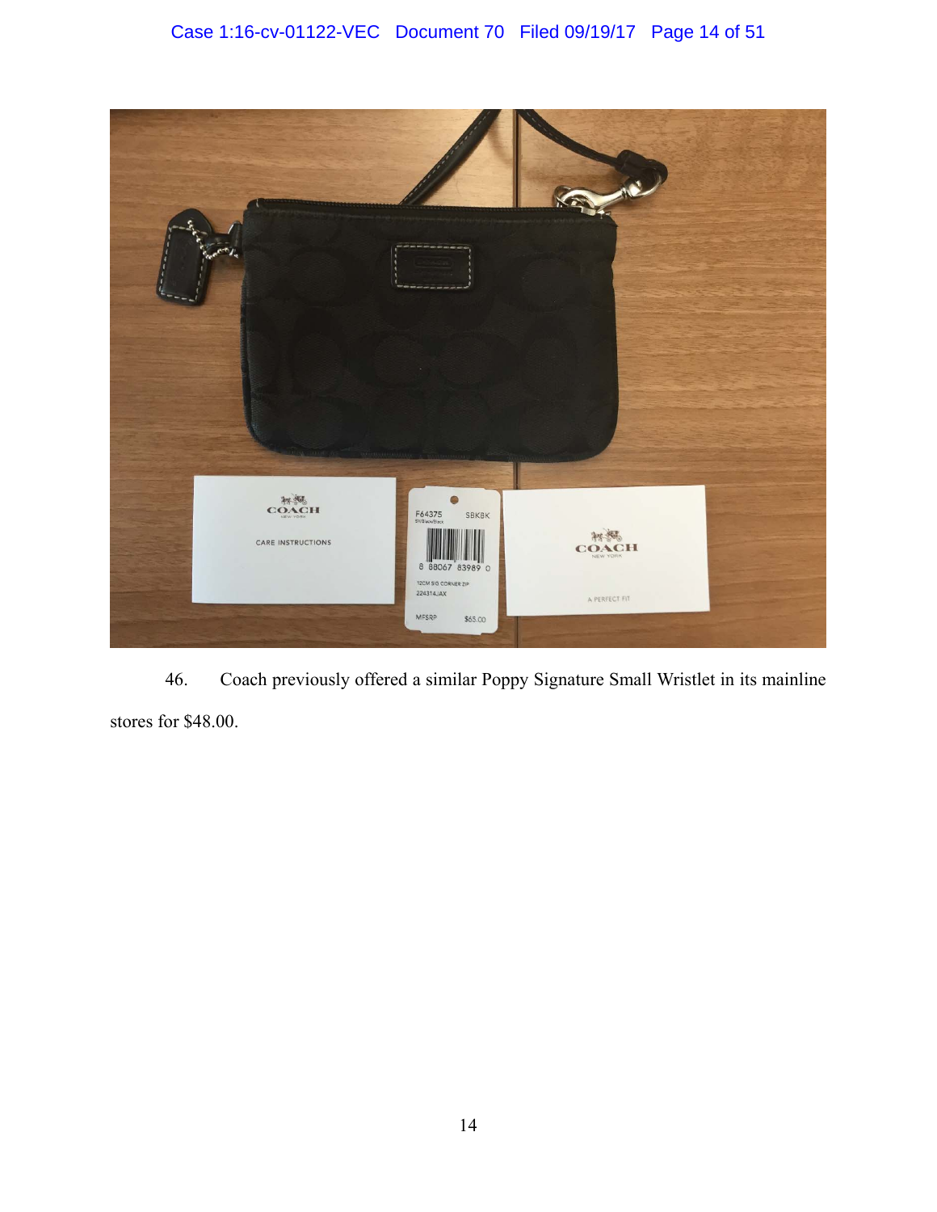46. Coach previously offered a similar Poppy Signature Small Wristlet in its mainline stores for $48.00.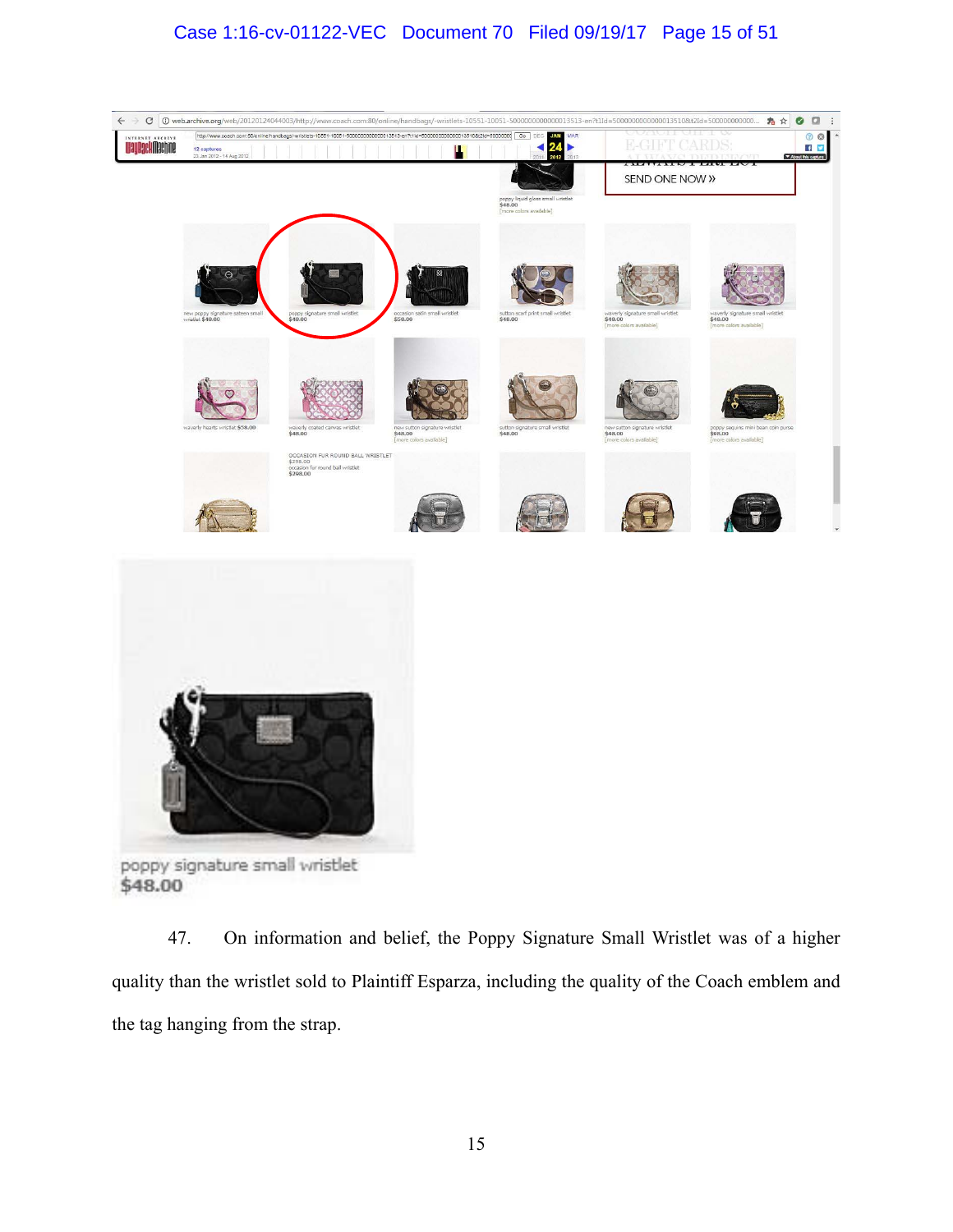47. On information and belief, the Poppy Signature Small Wristlet was of a higher quality than the wristlet sold to Plaintiff Esparza, including the quality of the Coach emblem and the tag hanging from the strap.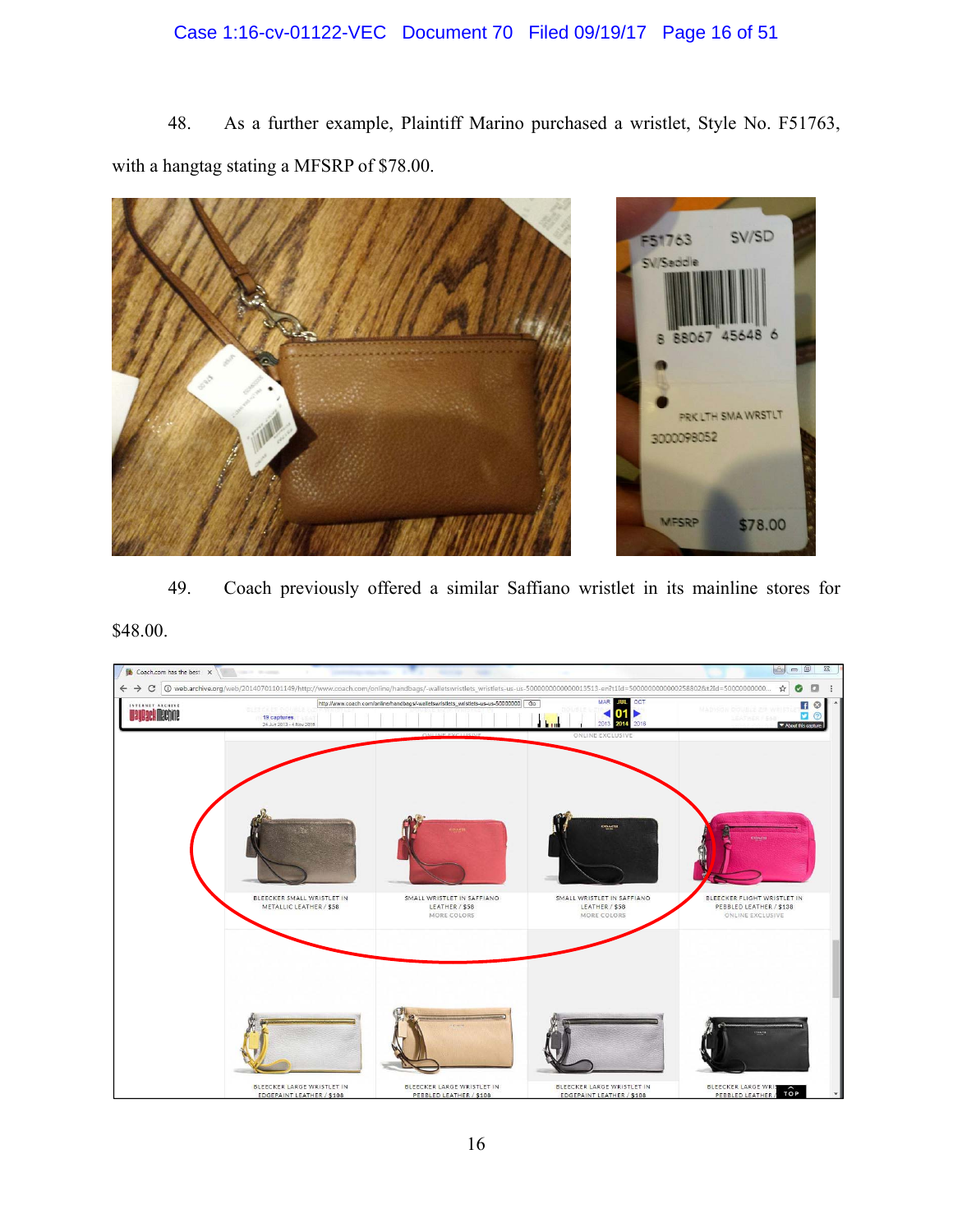48. As a further example, Plaintiff Marino purchased a wristlet, Style No. F51763, with a hangtag stating a MFSRP of $78.00.

49. Coach previously offered a similar Saffiano wristlet in its mainline stores for $48.00.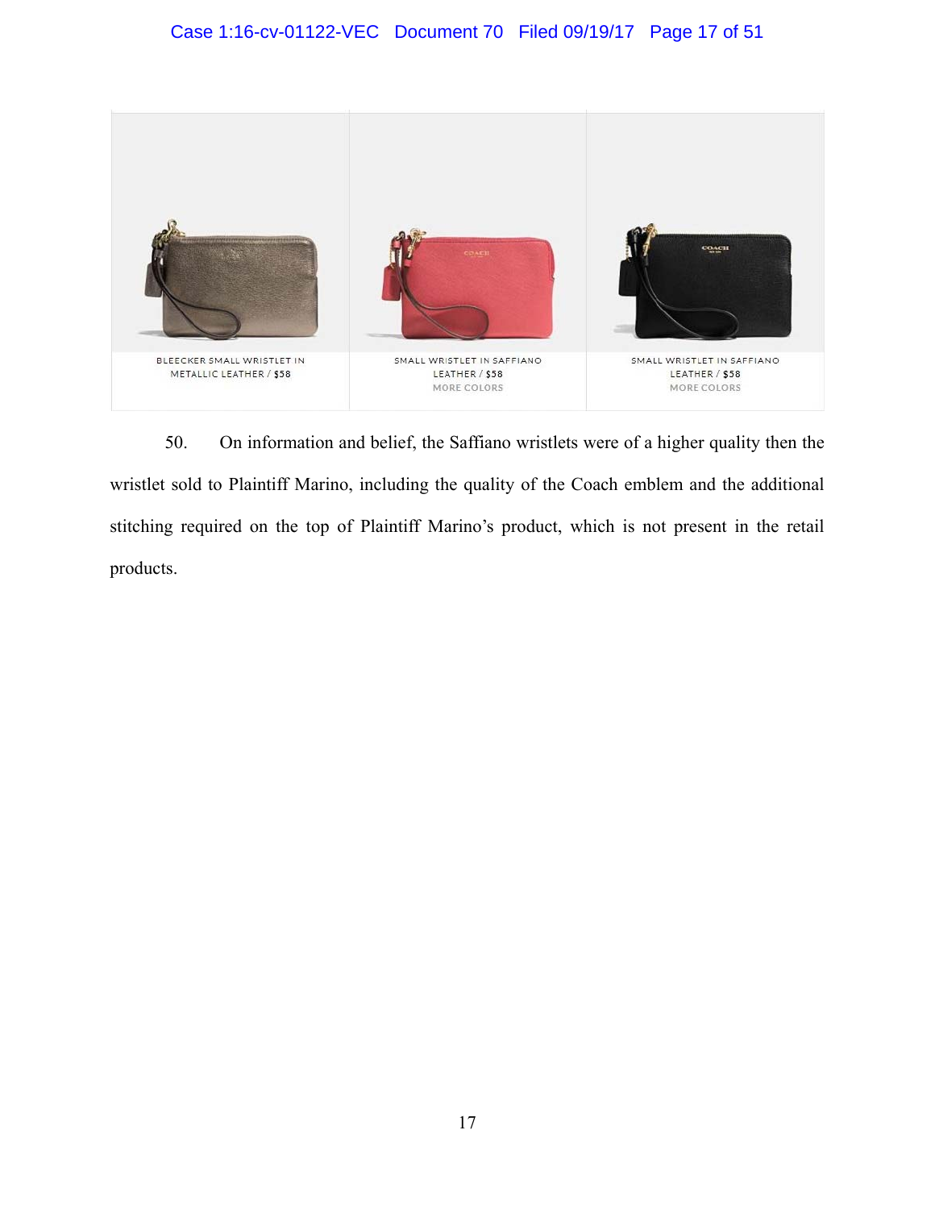BLEECKER SMALL WRISTLET IN METALLIC LEATHER / $58

SMALL WRISTLET IN SAFFIANO LEATHER / $58
MORE COLORS

SMALL WRISTLET IN SAFFIANO LEATHER / $58
MORE COLORS

50. On information and belief, the Saffiano wristlets were of a higher quality then the wristlet sold to Plaintiff Marino, including the quality of the Coach emblem and the additional stitching required on the top of Plaintiff Marino's product, which is not present in the retail products.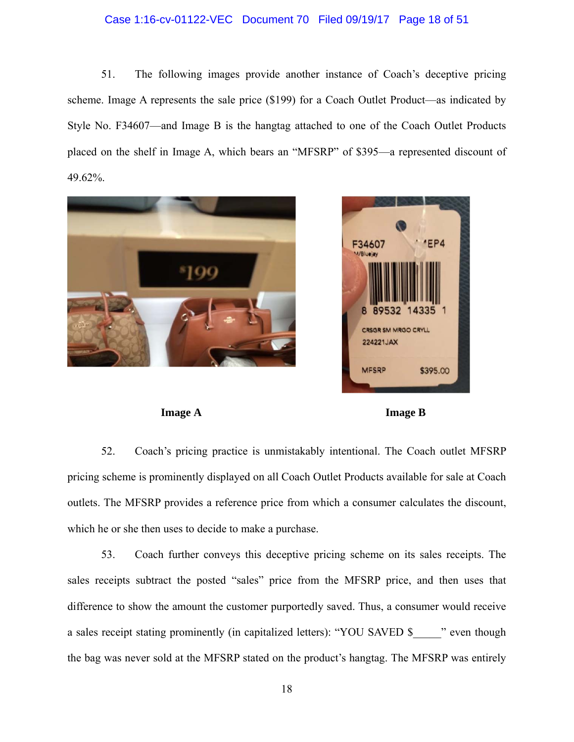51. The following images provide another instance of Coach's deceptive pricing scheme. Image A represents the sale price ($199) for a Coach Outlet Product—as indicated by Style No. F34607—and Image B is the hangtag attached to one of the Coach Outlet Products placed on the shelf in Image A, which bears an "MFSRP" of $395—a represented discount of 49.62%.

**Image A** **Image B**

52. Coach's pricing practice is unmistakably intentional. The Coach outlet MFSRP pricing scheme is prominently displayed on all Coach Outlet Products available for sale at Coach outlets. The MFSRP provides a reference price from which a consumer calculates the discount, which he or she then uses to decide to make a purchase.

53. Coach further conveys this deceptive pricing scheme on its sales receipts. The sales receipts subtract the posted "sales" price from the MFSRP price, and then uses that difference to show the amount the customer purportedly saved. Thus, a consumer would receive a sales receipt stating prominently (in capitalized letters): "YOU SAVED $_____" even though the bag was never sold at the MFSRP stated on the product's hangtag. The MFSRP was entirely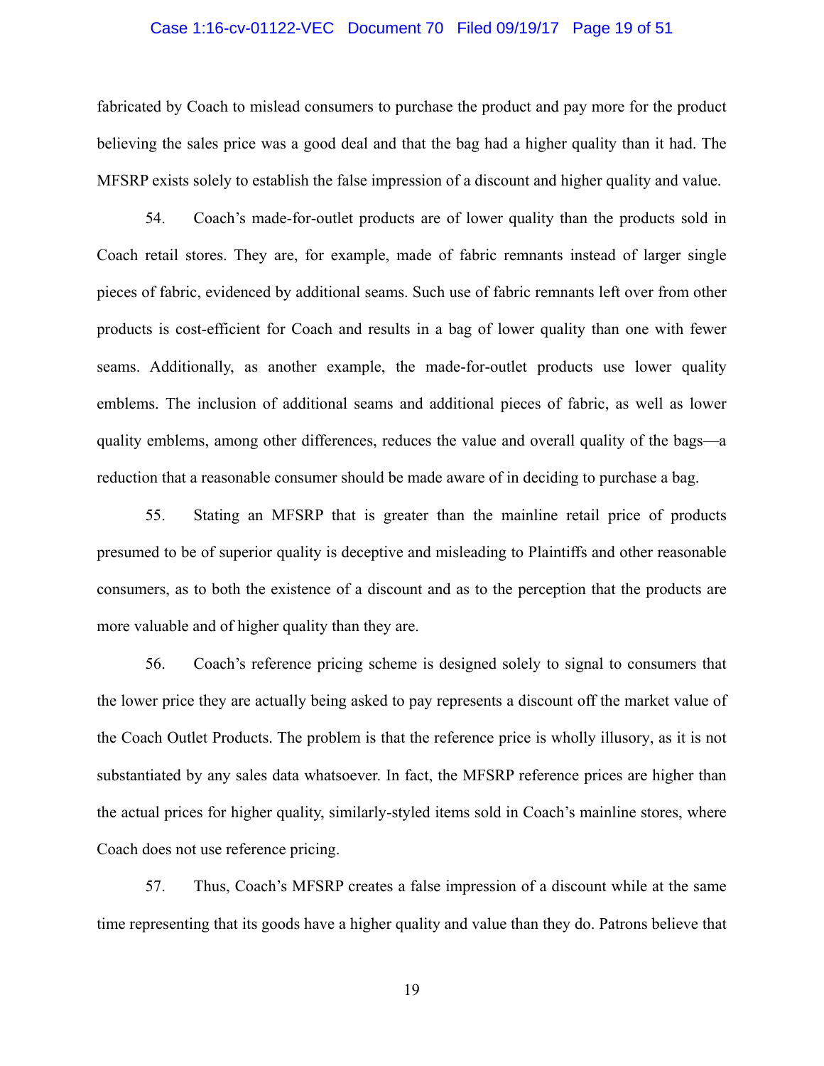fabricated by Coach to mislead consumers to purchase the product and pay more for the product believing the sales price was a good deal and that the bag had a higher quality than it had. The MFSRP exists solely to establish the false impression of a discount and higher quality and value.

54. Coach's made-for-outlet products are of lower quality than the products sold in Coach retail stores. They are, for example, made of fabric remnants instead of larger single pieces of fabric, evidenced by additional seams. Such use of fabric remnants left over from other products is cost-efficient for Coach and results in a bag of lower quality than one with fewer seams. Additionally, as another example, the made-for-outlet products use lower quality emblems. The inclusion of additional seams and additional pieces of fabric, as well as lower quality emblems, among other differences, reduces the value and overall quality of the bags—a reduction that a reasonable consumer should be made aware of in deciding to purchase a bag.

55. Stating an MFSRP that is greater than the mainline retail price of products presumed to be of superior quality is deceptive and misleading to Plaintiffs and other reasonable consumers, as to both the existence of a discount and as to the perception that the products are more valuable and of higher quality than they are.

56. Coach's reference pricing scheme is designed solely to signal to consumers that the lower price they are actually being asked to pay represents a discount off the market value of the Coach Outlet Products. The problem is that the reference price is wholly illusory, as it is not substantiated by any sales data whatsoever. In fact, the MFSRP reference prices are higher than the actual prices for higher quality, similarly-styled items sold in Coach's mainline stores, where Coach does not use reference pricing.

57. Thus, Coach's MFSRP creates a false impression of a discount while at the same time representing that its goods have a higher quality and value than they do. Patrons believe that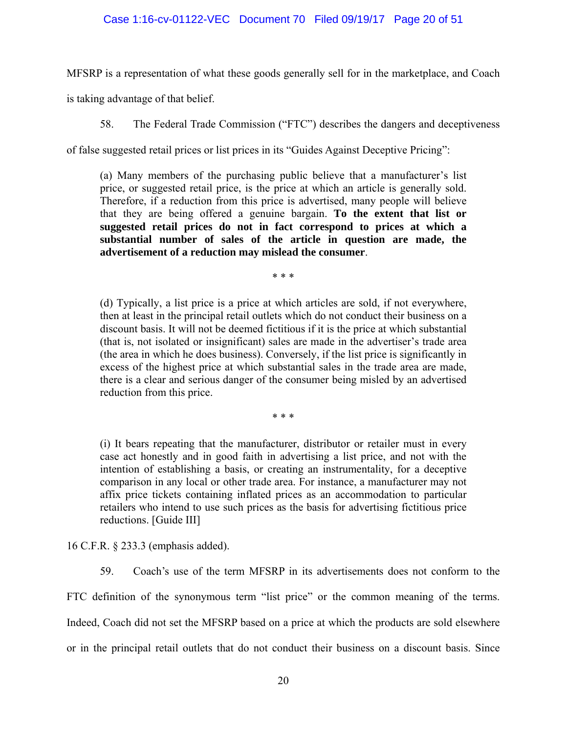MFSRP is a representation of what these goods generally sell for in the marketplace, and Coach is taking advantage of that belief.

58. The Federal Trade Commission ("FTC") describes the dangers and deceptiveness of false suggested retail prices or list prices in its "Guides Against Deceptive Pricing":

> (a) Many members of the purchasing public believe that a manufacturer's list price, or suggested retail price, is the price at which an article is generally sold. Therefore, if a reduction from this price is advertised, many people will believe that they are being offered a genuine bargain. **To the extent that list or suggested retail prices do not in fact correspond to prices at which a substantial number of sales of the article in question are made, the advertisement of a reduction may mislead the consumer**.
>
> \* \* \*
>
> (d) Typically, a list price is a price at which articles are sold, if not everywhere, then at least in the principal retail outlets which do not conduct their business on a discount basis. It will not be deemed fictitious if it is the price at which substantial (that is, not isolated or insignificant) sales are made in the advertiser's trade area (the area in which he does business). Conversely, if the list price is significantly in excess of the highest price at which substantial sales in the trade area are made, there is a clear and serious danger of the consumer being misled by an advertised reduction from this price.
>
> \* \* \*
>
> (i) It bears repeating that the manufacturer, distributor or retailer must in every case act honestly and in good faith in advertising a list price, and not with the intention of establishing a basis, or creating an instrumentality, for a deceptive comparison in any local or other trade area. For instance, a manufacturer may not affix price tickets containing inflated prices as an accommodation to particular retailers who intend to use such prices as the basis for advertising fictitious price reductions. [Guide III]

16 C.F.R. § 233.3 (emphasis added).

59. Coach's use of the term MFSRP in its advertisements does not conform to the FTC definition of the synonymous term "list price" or the common meaning of the terms. Indeed, Coach did not set the MFSRP based on a price at which the products are sold elsewhere or in the principal retail outlets that do not conduct their business on a discount basis. Since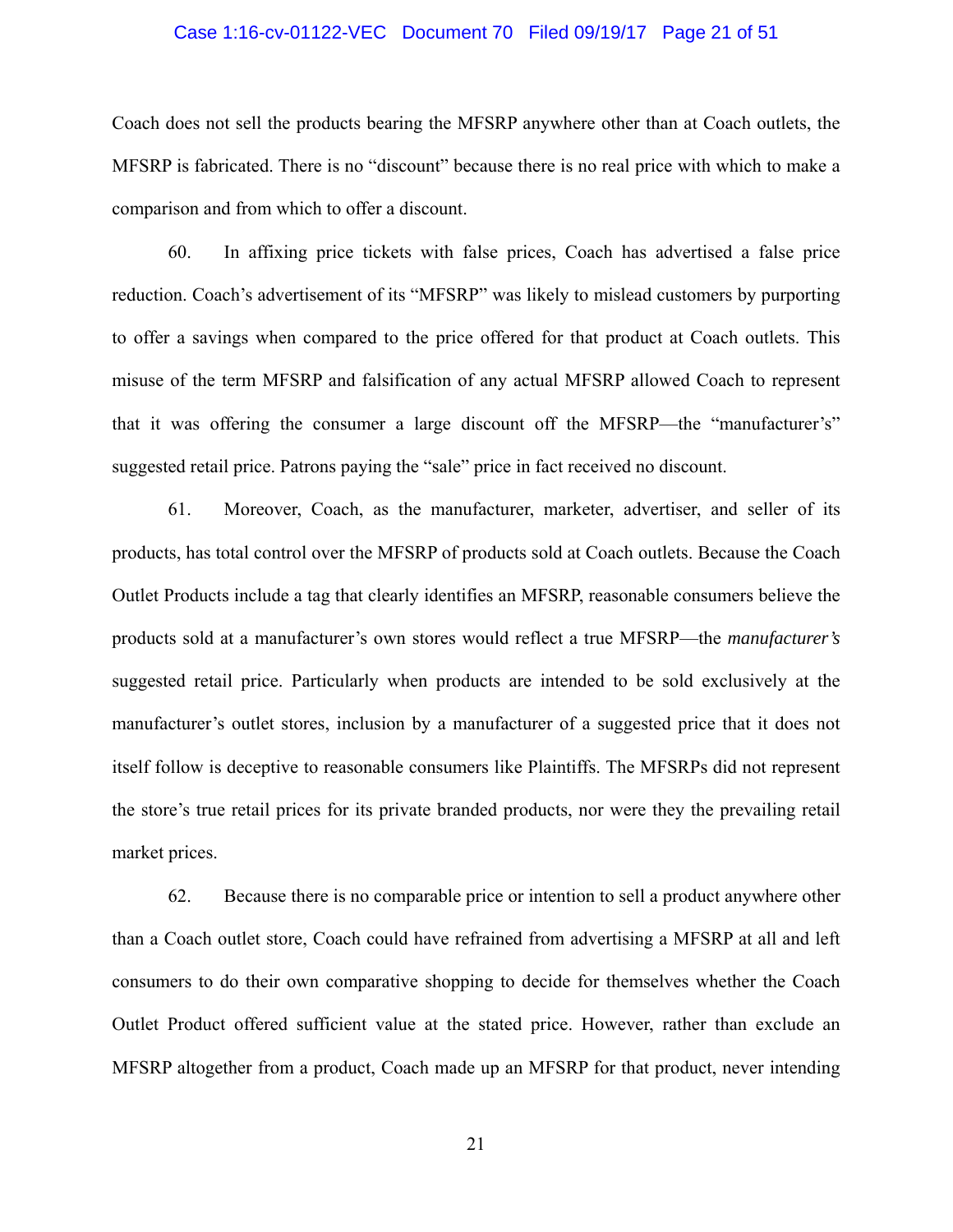Coach does not sell the products bearing the MFSRP anywhere other than at Coach outlets, the MFSRP is fabricated. There is no "discount" because there is no real price with which to make a comparison and from which to offer a discount.

60. In affixing price tickets with false prices, Coach has advertised a false price reduction. Coach's advertisement of its "MFSRP" was likely to mislead customers by purporting to offer a savings when compared to the price offered for that product at Coach outlets. This misuse of the term MFSRP and falsification of any actual MFSRP allowed Coach to represent that it was offering the consumer a large discount off the MFSRP—the "manufacturer's" suggested retail price. Patrons paying the "sale" price in fact received no discount.

61. Moreover, Coach, as the manufacturer, marketer, advertiser, and seller of its products, has total control over the MFSRP of products sold at Coach outlets. Because the Coach Outlet Products include a tag that clearly identifies an MFSRP, reasonable consumers believe the products sold at a manufacturer's own stores would reflect a true MFSRP—the *manufacturer's* suggested retail price. Particularly when products are intended to be sold exclusively at the manufacturer's outlet stores, inclusion by a manufacturer of a suggested price that it does not itself follow is deceptive to reasonable consumers like Plaintiffs. The MFSRPs did not represent the store's true retail prices for its private branded products, nor were they the prevailing retail market prices.

62. Because there is no comparable price or intention to sell a product anywhere other than a Coach outlet store, Coach could have refrained from advertising a MFSRP at all and left consumers to do their own comparative shopping to decide for themselves whether the Coach Outlet Product offered sufficient value at the stated price. However, rather than exclude an MFSRP altogether from a product, Coach made up an MFSRP for that product, never intending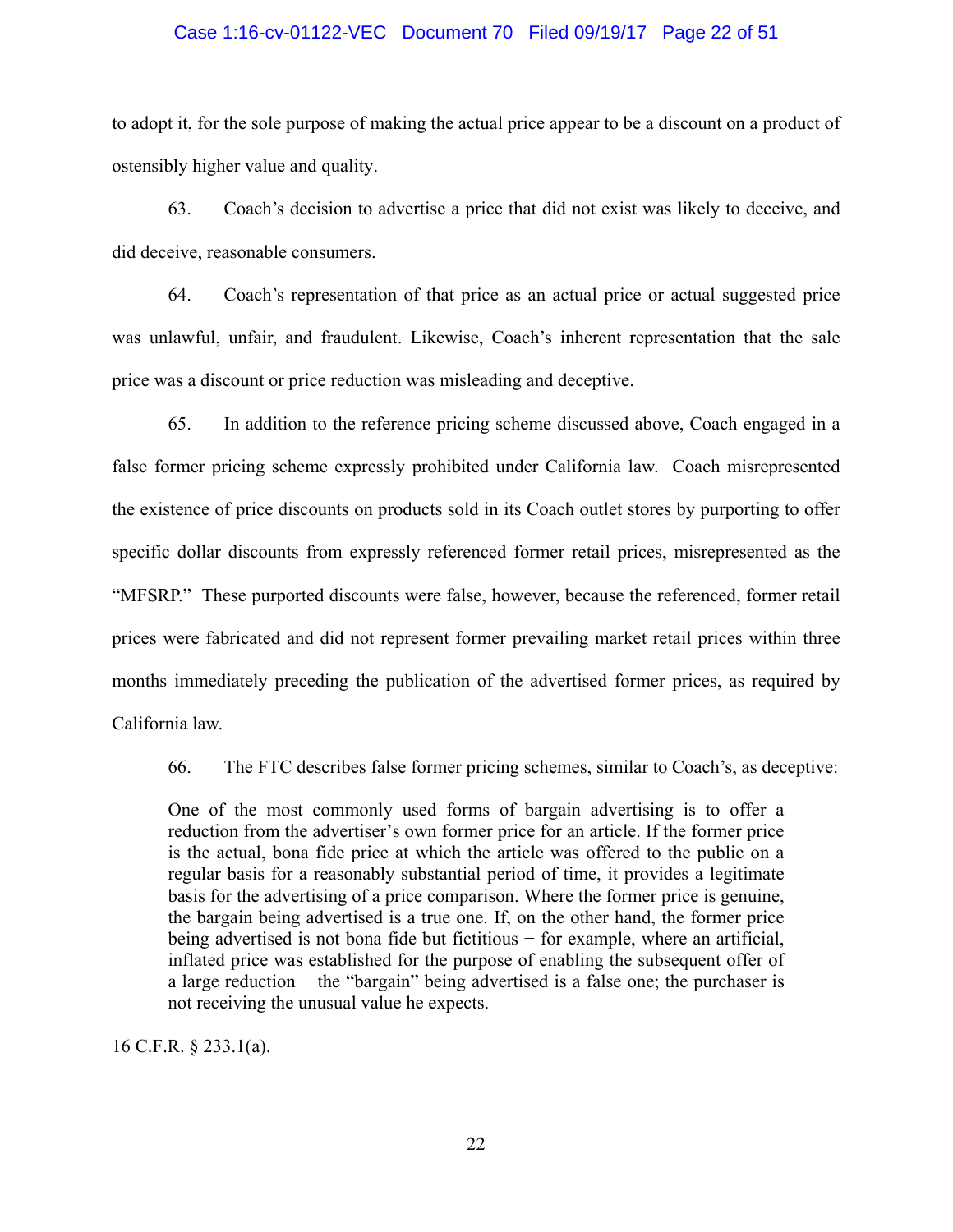to adopt it, for the sole purpose of making the actual price appear to be a discount on a product of ostensibly higher value and quality.

63. Coach's decision to advertise a price that did not exist was likely to deceive, and did deceive, reasonable consumers.

64. Coach's representation of that price as an actual price or actual suggested price was unlawful, unfair, and fraudulent. Likewise, Coach's inherent representation that the sale price was a discount or price reduction was misleading and deceptive.

65. In addition to the reference pricing scheme discussed above, Coach engaged in a false former pricing scheme expressly prohibited under California law. Coach misrepresented the existence of price discounts on products sold in its Coach outlet stores by purporting to offer specific dollar discounts from expressly referenced former retail prices, misrepresented as the "MFSRP." These purported discounts were false, however, because the referenced, former retail prices were fabricated and did not represent former prevailing market retail prices within three months immediately preceding the publication of the advertised former prices, as required by California law.

66. The FTC describes false former pricing schemes, similar to Coach's, as deceptive:

> One of the most commonly used forms of bargain advertising is to offer a reduction from the advertiser's own former price for an article. If the former price is the actual, bona fide price at which the article was offered to the public on a regular basis for a reasonably substantial period of time, it provides a legitimate basis for the advertising of a price comparison. Where the former price is genuine, the bargain being advertised is a true one. If, on the other hand, the former price being advertised is not bona fide but fictitious − for example, where an artificial, inflated price was established for the purpose of enabling the subsequent offer of a large reduction − the "bargain" being advertised is a false one; the purchaser is not receiving the unusual value he expects.

16 C.F.R. § 233.1(a).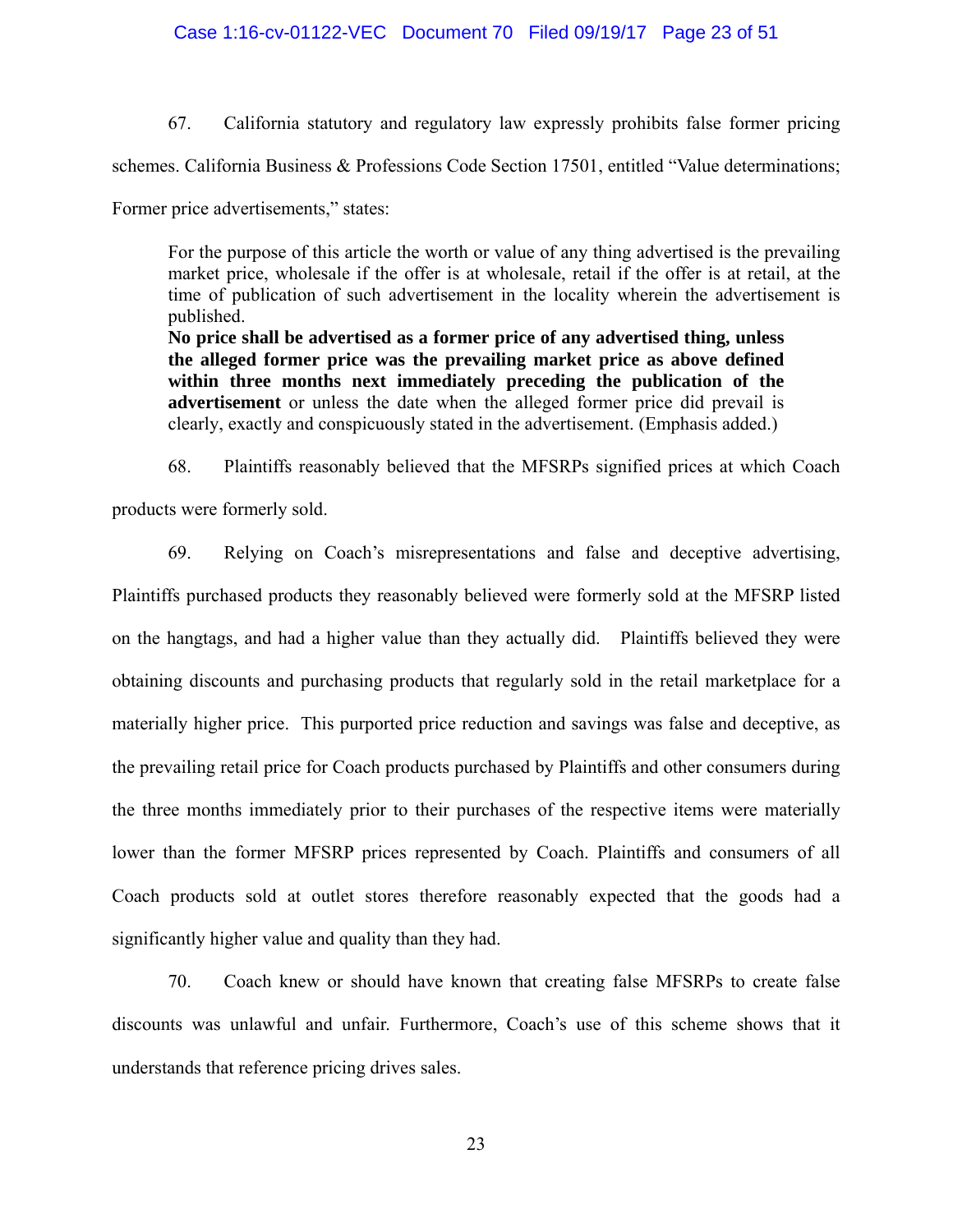67. California statutory and regulatory law expressly prohibits false former pricing schemes. California Business & Professions Code Section 17501, entitled "Value determinations; Former price advertisements," states:

> For the purpose of this article the worth or value of any thing advertised is the prevailing market price, wholesale if the offer is at wholesale, retail if the offer is at retail, at the time of publication of such advertisement in the locality wherein the advertisement is published.
>
> **No price shall be advertised as a former price of any advertised thing, unless the alleged former price was the prevailing market price as above defined within three months next immediately preceding the publication of the advertisement** or unless the date when the alleged former price did prevail is clearly, exactly and conspicuously stated in the advertisement. (Emphasis added.)

68. Plaintiffs reasonably believed that the MFSRPs signified prices at which Coach products were formerly sold.

69. Relying on Coach's misrepresentations and false and deceptive advertising, Plaintiffs purchased products they reasonably believed were formerly sold at the MFSRP listed on the hangtags, and had a higher value than they actually did. Plaintiffs believed they were obtaining discounts and purchasing products that regularly sold in the retail marketplace for a materially higher price. This purported price reduction and savings was false and deceptive, as the prevailing retail price for Coach products purchased by Plaintiffs and other consumers during the three months immediately prior to their purchases of the respective items were materially lower than the former MFSRP prices represented by Coach. Plaintiffs and consumers of all Coach products sold at outlet stores therefore reasonably expected that the goods had a significantly higher value and quality than they had.

70. Coach knew or should have known that creating false MFSRPs to create false discounts was unlawful and unfair. Furthermore, Coach's use of this scheme shows that it understands that reference pricing drives sales.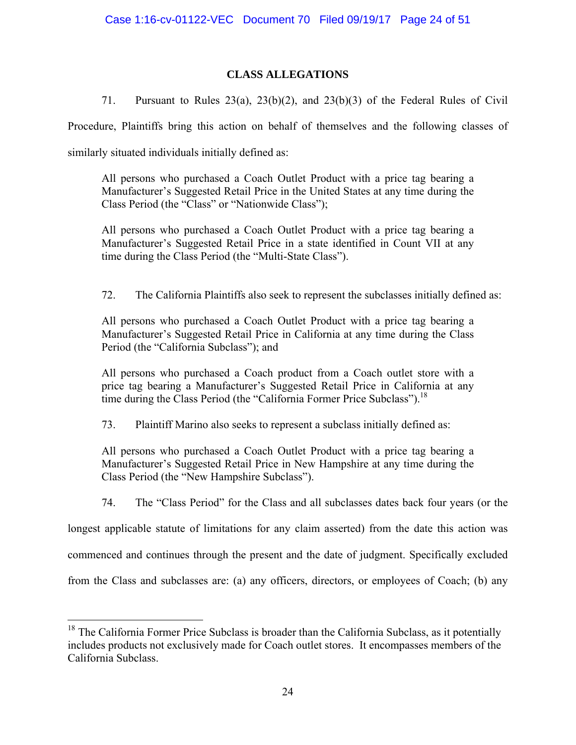## CLASS ALLEGATIONS

71. Pursuant to Rules 23(a), 23(b)(2), and 23(b)(3) of the Federal Rules of Civil Procedure, Plaintiffs bring this action on behalf of themselves and the following classes of similarly situated individuals initially defined as:

> All persons who purchased a Coach Outlet Product with a price tag bearing a Manufacturer's Suggested Retail Price in the United States at any time during the Class Period (the "Class" or "Nationwide Class");
>
> All persons who purchased a Coach Outlet Product with a price tag bearing a Manufacturer's Suggested Retail Price in a state identified in Count VII at any time during the Class Period (the "Multi-State Class").

72. The California Plaintiffs also seek to represent the subclasses initially defined as:

> All persons who purchased a Coach Outlet Product with a price tag bearing a Manufacturer's Suggested Retail Price in California at any time during the Class Period (the "California Subclass"); and
>
> All persons who purchased a Coach product from a Coach outlet store with a price tag bearing a Manufacturer's Suggested Retail Price in California at any time during the Class Period (the "California Former Price Subclass").[18]

73. Plaintiff Marino also seeks to represent a subclass initially defined as:

> All persons who purchased a Coach Outlet Product with a price tag bearing a Manufacturer's Suggested Retail Price in New Hampshire at any time during the Class Period (the "New Hampshire Subclass").

74. The "Class Period" for the Class and all subclasses dates back four years (or the longest applicable statute of limitations for any claim asserted) from the date this action was commenced and continues through the present and the date of judgment. Specifically excluded from the Class and subclasses are: (a) any officers, directors, or employees of Coach; (b) any

---

[18] The California Former Price Subclass is broader than the California Subclass, as it potentially includes products not exclusively made for Coach outlet stores. It encompasses members of the California Subclass.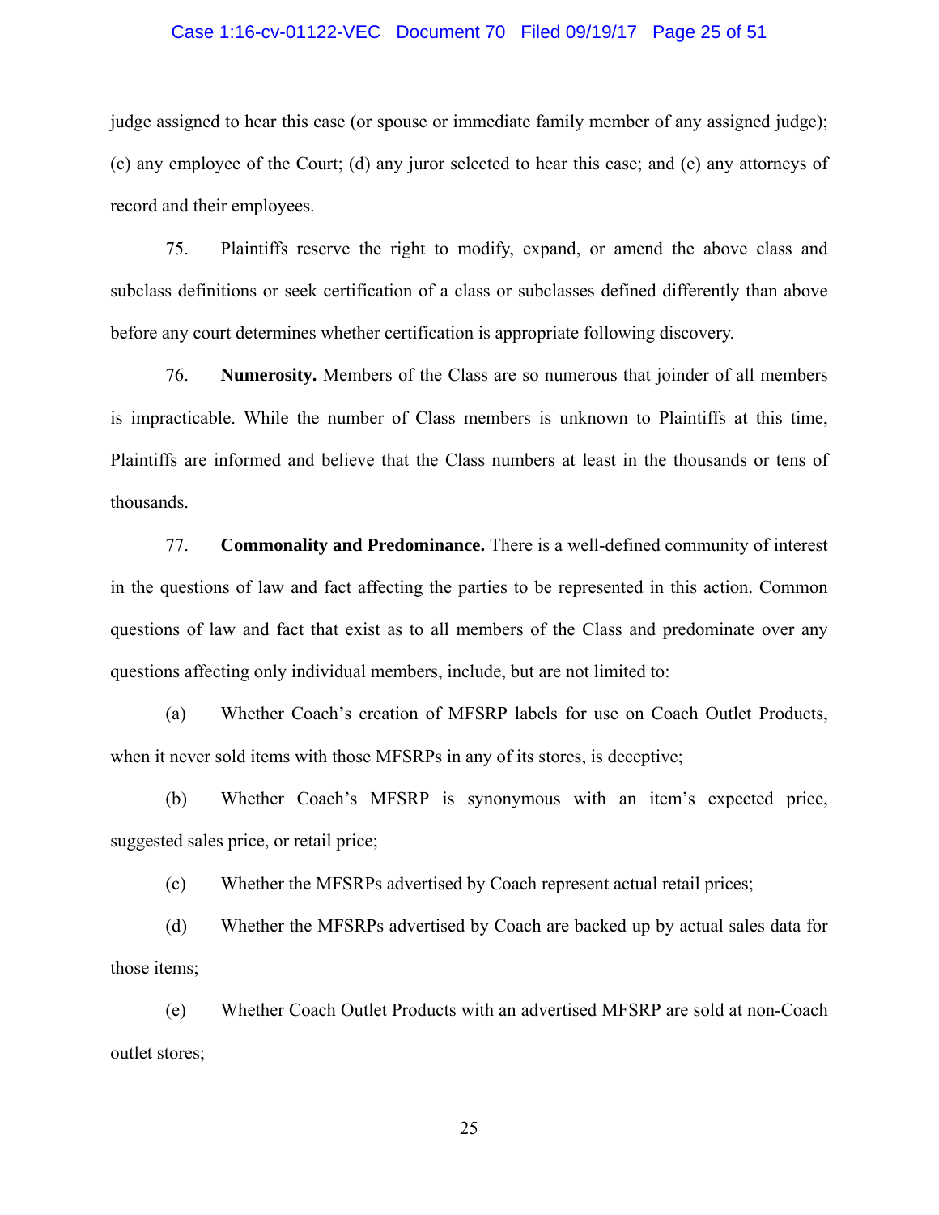judge assigned to hear this case (or spouse or immediate family member of any assigned judge); (c) any employee of the Court; (d) any juror selected to hear this case; and (e) any attorneys of record and their employees.

75. Plaintiffs reserve the right to modify, expand, or amend the above class and subclass definitions or seek certification of a class or subclasses defined differently than above before any court determines whether certification is appropriate following discovery.

76. **Numerosity.** Members of the Class are so numerous that joinder of all members is impracticable. While the number of Class members is unknown to Plaintiffs at this time, Plaintiffs are informed and believe that the Class numbers at least in the thousands or tens of thousands.

77. **Commonality and Predominance.** There is a well-defined community of interest in the questions of law and fact affecting the parties to be represented in this action. Common questions of law and fact that exist as to all members of the Class and predominate over any questions affecting only individual members, include, but are not limited to:

(a) Whether Coach's creation of MFSRP labels for use on Coach Outlet Products, when it never sold items with those MFSRPs in any of its stores, is deceptive;

(b) Whether Coach's MFSRP is synonymous with an item's expected price, suggested sales price, or retail price;

(c) Whether the MFSRPs advertised by Coach represent actual retail prices;

(d) Whether the MFSRPs advertised by Coach are backed up by actual sales data for those items;

(e) Whether Coach Outlet Products with an advertised MFSRP are sold at non-Coach outlet stores;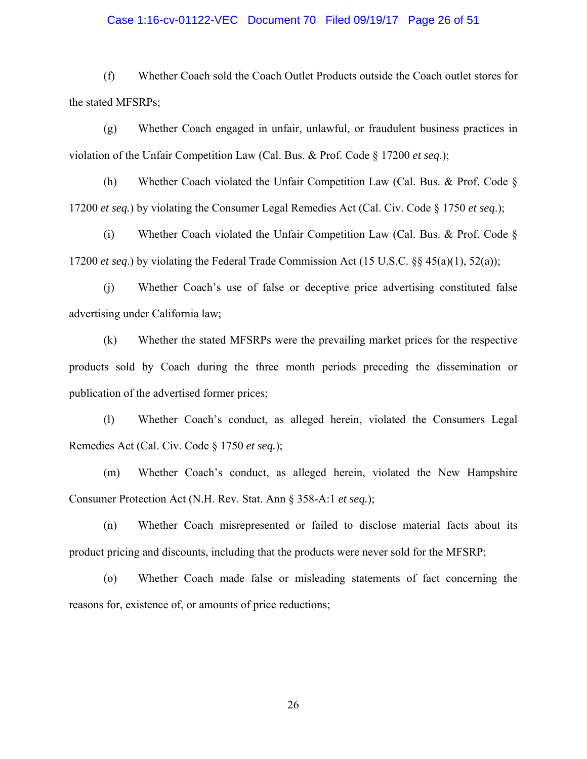(f) Whether Coach sold the Coach Outlet Products outside the Coach outlet stores for the stated MFSRPs;

(g) Whether Coach engaged in unfair, unlawful, or fraudulent business practices in violation of the Unfair Competition Law (Cal. Bus. & Prof. Code § 17200 *et seq.*);

(h) Whether Coach violated the Unfair Competition Law (Cal. Bus. & Prof. Code § 17200 *et seq.*) by violating the Consumer Legal Remedies Act (Cal. Civ. Code § 1750 *et seq.*);

(i) Whether Coach violated the Unfair Competition Law (Cal. Bus. & Prof. Code § 17200 *et seq.*) by violating the Federal Trade Commission Act (15 U.S.C. §§ 45(a)(1), 52(a));

(j) Whether Coach's use of false or deceptive price advertising constituted false advertising under California law;

(k) Whether the stated MFSRPs were the prevailing market prices for the respective products sold by Coach during the three month periods preceding the dissemination or publication of the advertised former prices;

(l) Whether Coach's conduct, as alleged herein, violated the Consumers Legal Remedies Act (Cal. Civ. Code § 1750 *et seq.*);

(m) Whether Coach's conduct, as alleged herein, violated the New Hampshire Consumer Protection Act (N.H. Rev. Stat. Ann § 358-A:1 *et seq.*);

(n) Whether Coach misrepresented or failed to disclose material facts about its product pricing and discounts, including that the products were never sold for the MFSRP;

(o) Whether Coach made false or misleading statements of fact concerning the reasons for, existence of, or amounts of price reductions;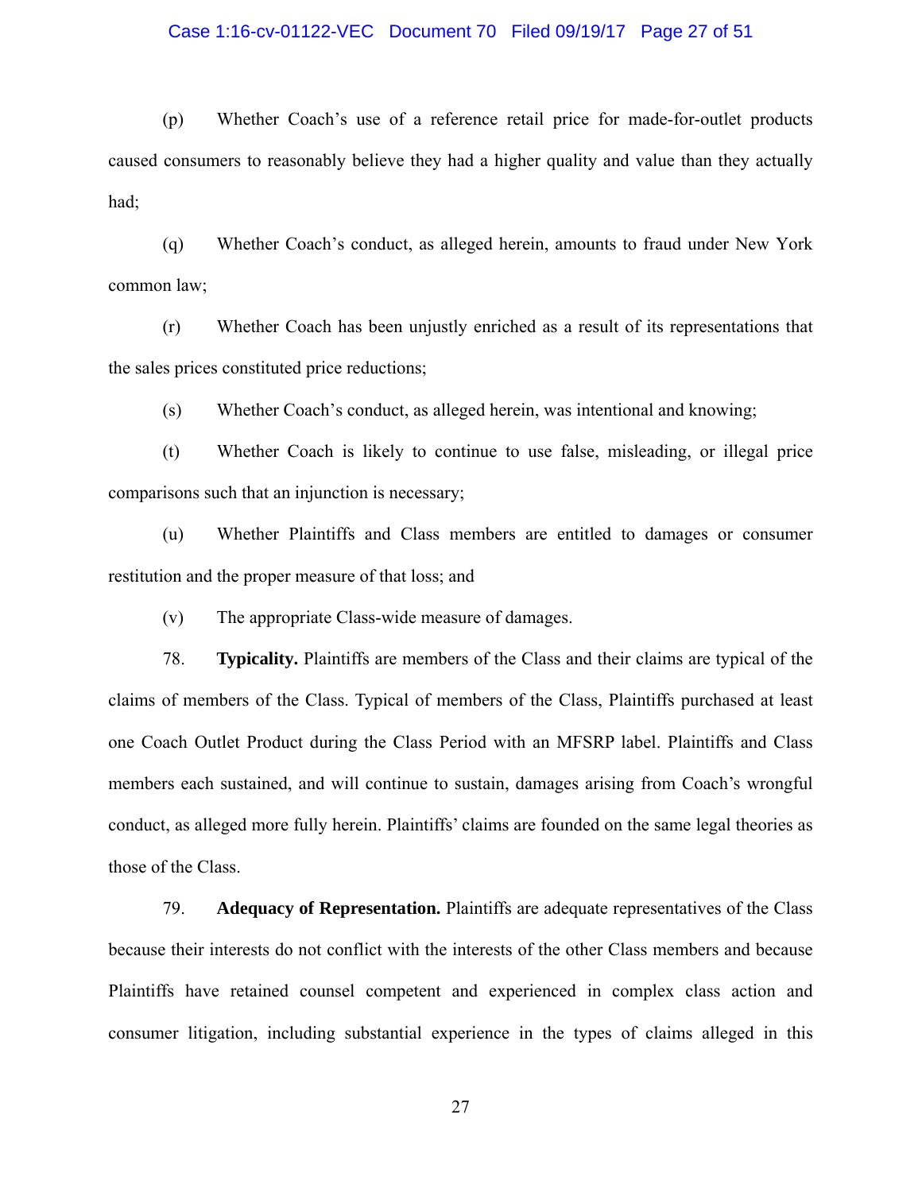(p) Whether Coach's use of a reference retail price for made-for-outlet products caused consumers to reasonably believe they had a higher quality and value than they actually had;

(q) Whether Coach's conduct, as alleged herein, amounts to fraud under New York common law;

(r) Whether Coach has been unjustly enriched as a result of its representations that the sales prices constituted price reductions;

(s) Whether Coach's conduct, as alleged herein, was intentional and knowing;

(t) Whether Coach is likely to continue to use false, misleading, or illegal price comparisons such that an injunction is necessary;

(u) Whether Plaintiffs and Class members are entitled to damages or consumer restitution and the proper measure of that loss; and

(v) The appropriate Class-wide measure of damages.

78. **Typicality.** Plaintiffs are members of the Class and their claims are typical of the claims of members of the Class. Typical of members of the Class, Plaintiffs purchased at least one Coach Outlet Product during the Class Period with an MFSRP label. Plaintiffs and Class members each sustained, and will continue to sustain, damages arising from Coach's wrongful conduct, as alleged more fully herein. Plaintiffs' claims are founded on the same legal theories as those of the Class.

79. **Adequacy of Representation.** Plaintiffs are adequate representatives of the Class because their interests do not conflict with the interests of the other Class members and because Plaintiffs have retained counsel competent and experienced in complex class action and consumer litigation, including substantial experience in the types of claims alleged in this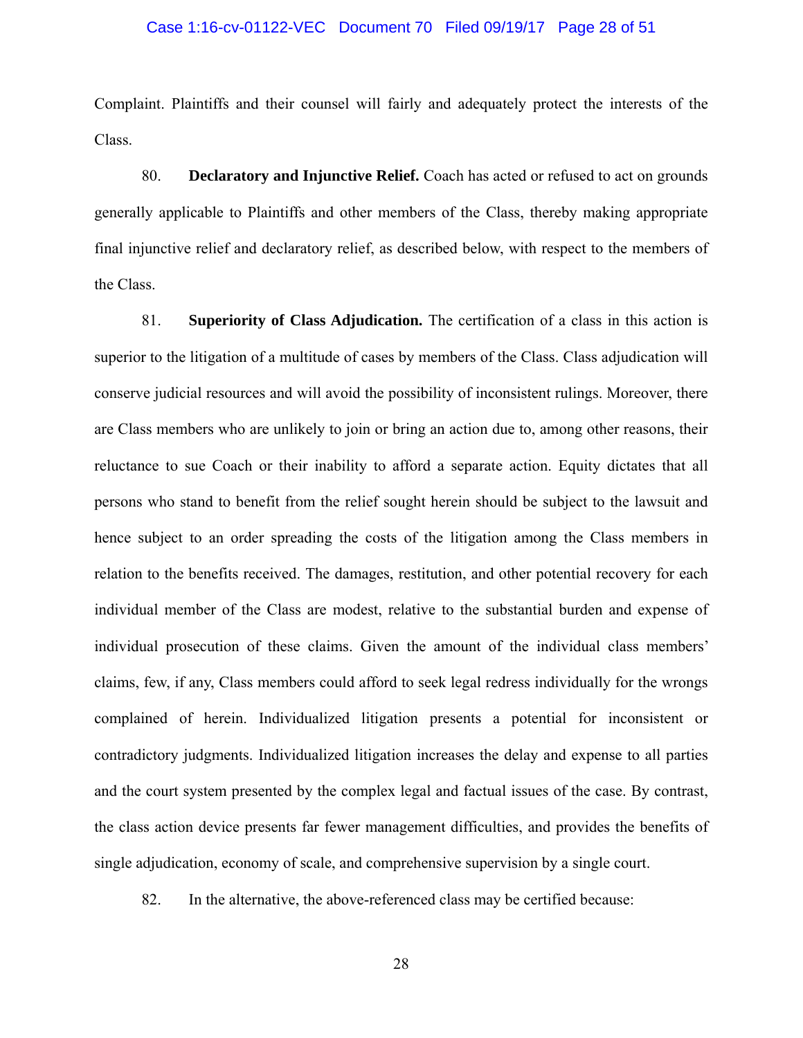Complaint. Plaintiffs and their counsel will fairly and adequately protect the interests of the Class.

80. **Declaratory and Injunctive Relief.** Coach has acted or refused to act on grounds generally applicable to Plaintiffs and other members of the Class, thereby making appropriate final injunctive relief and declaratory relief, as described below, with respect to the members of the Class.

81. **Superiority of Class Adjudication.** The certification of a class in this action is superior to the litigation of a multitude of cases by members of the Class. Class adjudication will conserve judicial resources and will avoid the possibility of inconsistent rulings. Moreover, there are Class members who are unlikely to join or bring an action due to, among other reasons, their reluctance to sue Coach or their inability to afford a separate action. Equity dictates that all persons who stand to benefit from the relief sought herein should be subject to the lawsuit and hence subject to an order spreading the costs of the litigation among the Class members in relation to the benefits received. The damages, restitution, and other potential recovery for each individual member of the Class are modest, relative to the substantial burden and expense of individual prosecution of these claims. Given the amount of the individual class members' claims, few, if any, Class members could afford to seek legal redress individually for the wrongs complained of herein. Individualized litigation presents a potential for inconsistent or contradictory judgments. Individualized litigation increases the delay and expense to all parties and the court system presented by the complex legal and factual issues of the case. By contrast, the class action device presents far fewer management difficulties, and provides the benefits of single adjudication, economy of scale, and comprehensive supervision by a single court.

82. In the alternative, the above-referenced class may be certified because: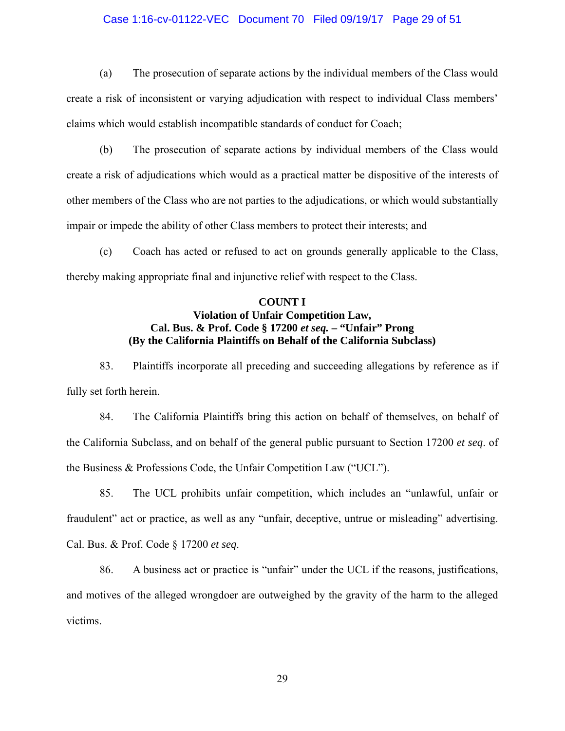(a) The prosecution of separate actions by the individual members of the Class would create a risk of inconsistent or varying adjudication with respect to individual Class members' claims which would establish incompatible standards of conduct for Coach;

(b) The prosecution of separate actions by individual members of the Class would create a risk of adjudications which would as a practical matter be dispositive of the interests of other members of the Class who are not parties to the adjudications, or which would substantially impair or impede the ability of other Class members to protect their interests; and

(c) Coach has acted or refused to act on grounds generally applicable to the Class, thereby making appropriate final and injunctive relief with respect to the Class.

**COUNT I**
**Violation of Unfair Competition Law,**
**Cal. Bus. & Prof. Code § 17200 *et seq.* – "Unfair" Prong**
**(By the California Plaintiffs on Behalf of the California Subclass)**

83. Plaintiffs incorporate all preceding and succeeding allegations by reference as if fully set forth herein.

84. The California Plaintiffs bring this action on behalf of themselves, on behalf of the California Subclass, and on behalf of the general public pursuant to Section 17200 *et seq*. of the Business & Professions Code, the Unfair Competition Law ("UCL").

85. The UCL prohibits unfair competition, which includes an "unlawful, unfair or fraudulent" act or practice, as well as any "unfair, deceptive, untrue or misleading" advertising. Cal. Bus. & Prof. Code § 17200 *et seq*.

86. A business act or practice is "unfair" under the UCL if the reasons, justifications, and motives of the alleged wrongdoer are outweighed by the gravity of the harm to the alleged victims.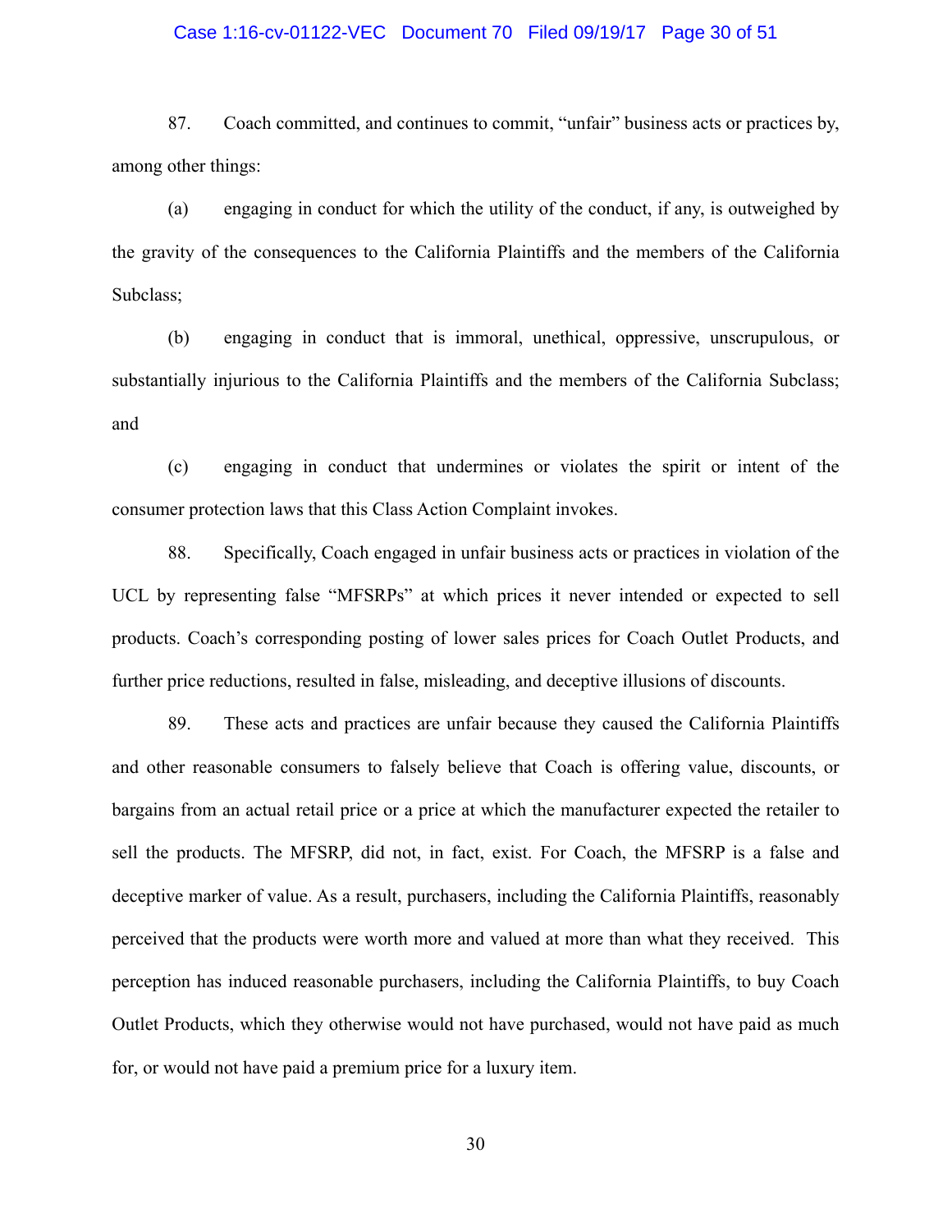87. Coach committed, and continues to commit, "unfair" business acts or practices by, among other things:

(a) engaging in conduct for which the utility of the conduct, if any, is outweighed by the gravity of the consequences to the California Plaintiffs and the members of the California Subclass;

(b) engaging in conduct that is immoral, unethical, oppressive, unscrupulous, or substantially injurious to the California Plaintiffs and the members of the California Subclass; and

(c) engaging in conduct that undermines or violates the spirit or intent of the consumer protection laws that this Class Action Complaint invokes.

88. Specifically, Coach engaged in unfair business acts or practices in violation of the UCL by representing false "MFSRPs" at which prices it never intended or expected to sell products. Coach's corresponding posting of lower sales prices for Coach Outlet Products, and further price reductions, resulted in false, misleading, and deceptive illusions of discounts.

89. These acts and practices are unfair because they caused the California Plaintiffs and other reasonable consumers to falsely believe that Coach is offering value, discounts, or bargains from an actual retail price or a price at which the manufacturer expected the retailer to sell the products. The MFSRP, did not, in fact, exist. For Coach, the MFSRP is a false and deceptive marker of value. As a result, purchasers, including the California Plaintiffs, reasonably perceived that the products were worth more and valued at more than what they received. This perception has induced reasonable purchasers, including the California Plaintiffs, to buy Coach Outlet Products, which they otherwise would not have purchased, would not have paid as much for, or would not have paid a premium price for a luxury item.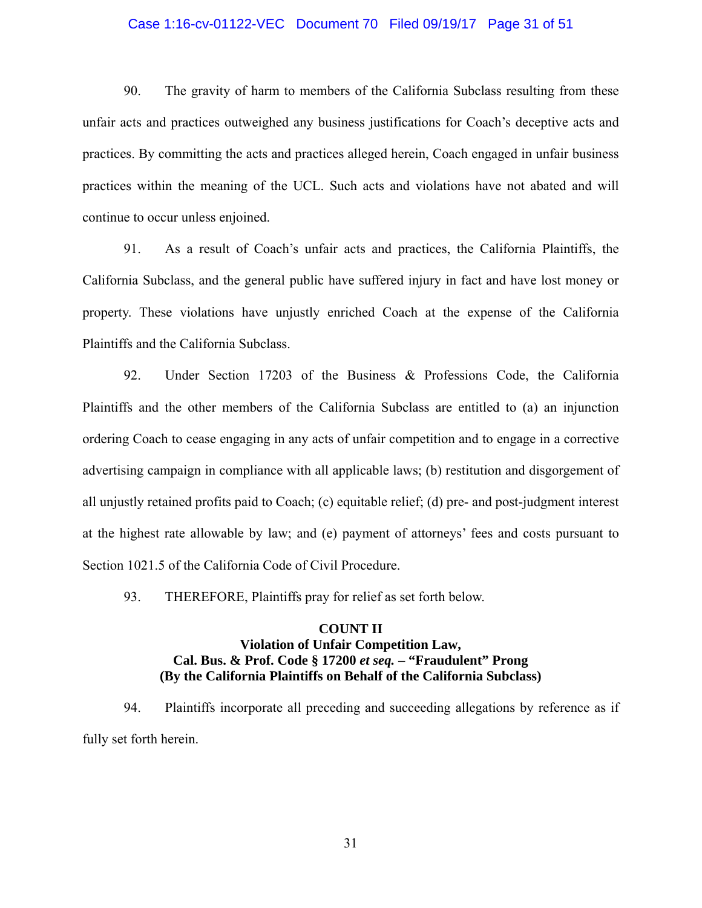90. The gravity of harm to members of the California Subclass resulting from these unfair acts and practices outweighed any business justifications for Coach's deceptive acts and practices. By committing the acts and practices alleged herein, Coach engaged in unfair business practices within the meaning of the UCL. Such acts and violations have not abated and will continue to occur unless enjoined.

91. As a result of Coach's unfair acts and practices, the California Plaintiffs, the California Subclass, and the general public have suffered injury in fact and have lost money or property. These violations have unjustly enriched Coach at the expense of the California Plaintiffs and the California Subclass.

92. Under Section 17203 of the Business & Professions Code, the California Plaintiffs and the other members of the California Subclass are entitled to (a) an injunction ordering Coach to cease engaging in any acts of unfair competition and to engage in a corrective advertising campaign in compliance with all applicable laws; (b) restitution and disgorgement of all unjustly retained profits paid to Coach; (c) equitable relief; (d) pre- and post-judgment interest at the highest rate allowable by law; and (e) payment of attorneys' fees and costs pursuant to Section 1021.5 of the California Code of Civil Procedure.

93. THEREFORE, Plaintiffs pray for relief as set forth below.

**COUNT II**
**Violation of Unfair Competition Law,**
**Cal. Bus. & Prof. Code § 17200 *et seq.* – "Fraudulent" Prong**
**(By the California Plaintiffs on Behalf of the California Subclass)**

94. Plaintiffs incorporate all preceding and succeeding allegations by reference as if fully set forth herein.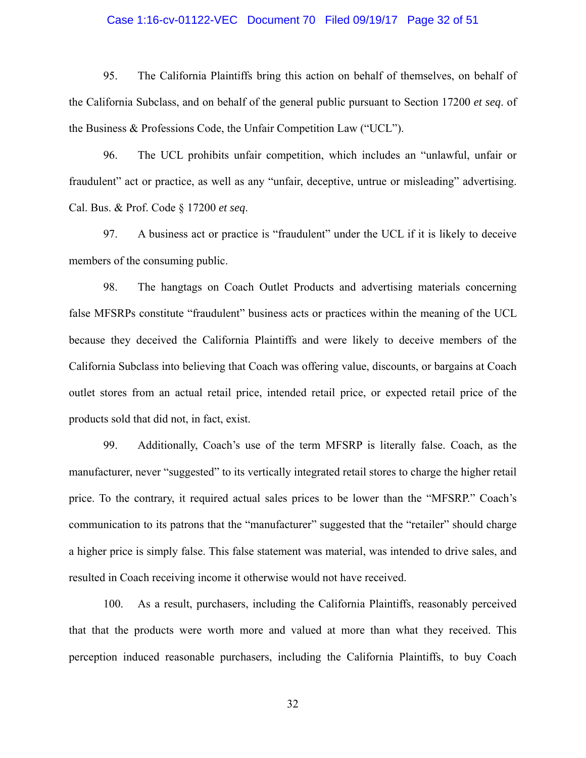95. The California Plaintiffs bring this action on behalf of themselves, on behalf of the California Subclass, and on behalf of the general public pursuant to Section 17200 *et seq*. of the Business & Professions Code, the Unfair Competition Law ("UCL").

96. The UCL prohibits unfair competition, which includes an "unlawful, unfair or fraudulent" act or practice, as well as any "unfair, deceptive, untrue or misleading" advertising. Cal. Bus. & Prof. Code § 17200 *et seq*.

97. A business act or practice is "fraudulent" under the UCL if it is likely to deceive members of the consuming public.

98. The hangtags on Coach Outlet Products and advertising materials concerning false MFSRPs constitute "fraudulent" business acts or practices within the meaning of the UCL because they deceived the California Plaintiffs and were likely to deceive members of the California Subclass into believing that Coach was offering value, discounts, or bargains at Coach outlet stores from an actual retail price, intended retail price, or expected retail price of the products sold that did not, in fact, exist.

99. Additionally, Coach's use of the term MFSRP is literally false. Coach, as the manufacturer, never "suggested" to its vertically integrated retail stores to charge the higher retail price. To the contrary, it required actual sales prices to be lower than the "MFSRP." Coach's communication to its patrons that the "manufacturer" suggested that the "retailer" should charge a higher price is simply false. This false statement was material, was intended to drive sales, and resulted in Coach receiving income it otherwise would not have received.

100. As a result, purchasers, including the California Plaintiffs, reasonably perceived that that the products were worth more and valued at more than what they received. This perception induced reasonable purchasers, including the California Plaintiffs, to buy Coach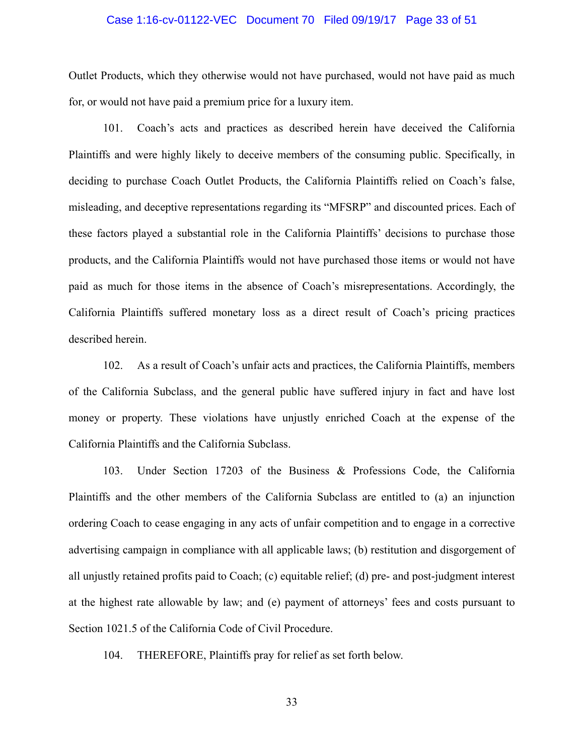Outlet Products, which they otherwise would not have purchased, would not have paid as much for, or would not have paid a premium price for a luxury item.

101. Coach's acts and practices as described herein have deceived the California Plaintiffs and were highly likely to deceive members of the consuming public. Specifically, in deciding to purchase Coach Outlet Products, the California Plaintiffs relied on Coach's false, misleading, and deceptive representations regarding its "MFSRP" and discounted prices. Each of these factors played a substantial role in the California Plaintiffs' decisions to purchase those products, and the California Plaintiffs would not have purchased those items or would not have paid as much for those items in the absence of Coach's misrepresentations. Accordingly, the California Plaintiffs suffered monetary loss as a direct result of Coach's pricing practices described herein.

102. As a result of Coach's unfair acts and practices, the California Plaintiffs, members of the California Subclass, and the general public have suffered injury in fact and have lost money or property. These violations have unjustly enriched Coach at the expense of the California Plaintiffs and the California Subclass.

103. Under Section 17203 of the Business & Professions Code, the California Plaintiffs and the other members of the California Subclass are entitled to (a) an injunction ordering Coach to cease engaging in any acts of unfair competition and to engage in a corrective advertising campaign in compliance with all applicable laws; (b) restitution and disgorgement of all unjustly retained profits paid to Coach; (c) equitable relief; (d) pre- and post-judgment interest at the highest rate allowable by law; and (e) payment of attorneys' fees and costs pursuant to Section 1021.5 of the California Code of Civil Procedure.

104. THEREFORE, Plaintiffs pray for relief as set forth below.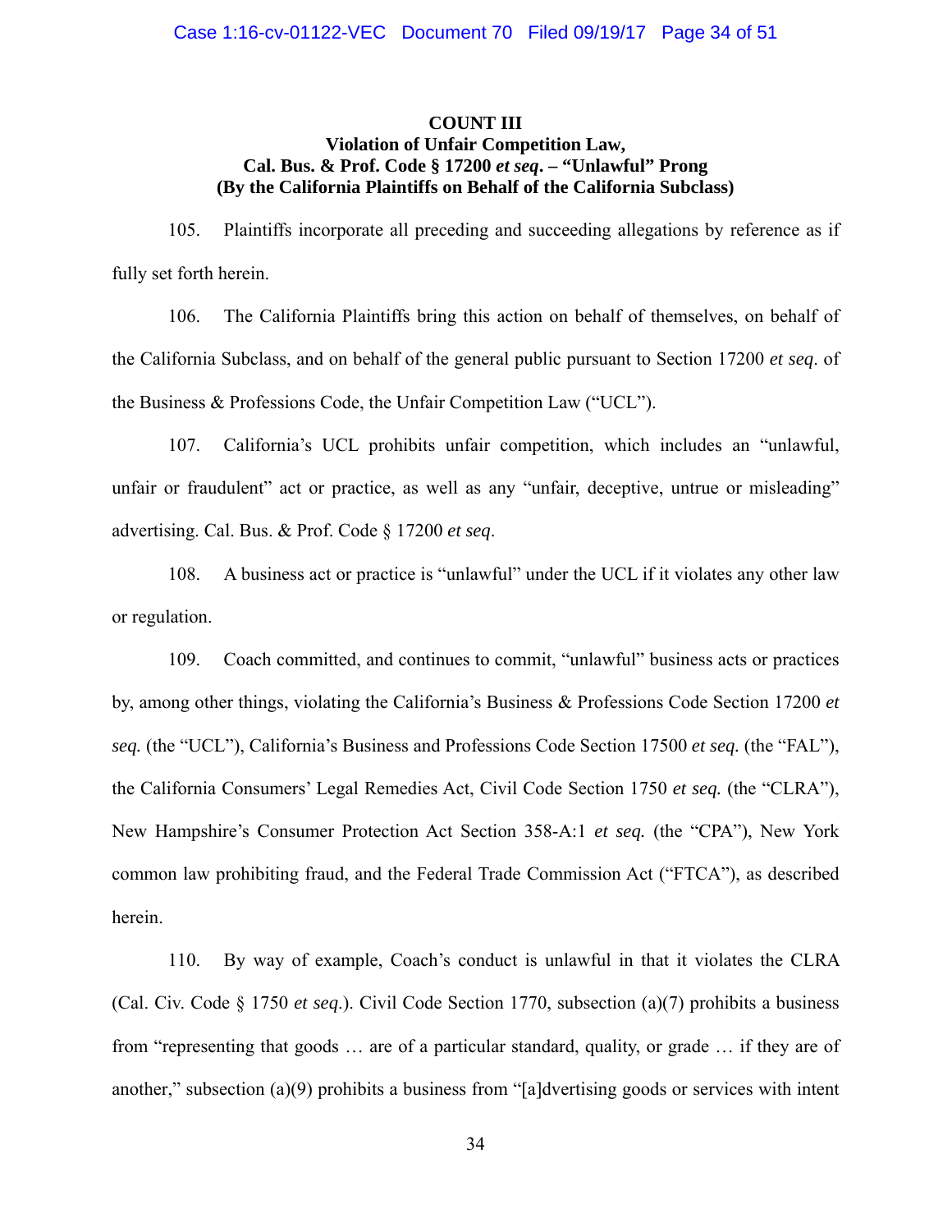**COUNT III**
**Violation of Unfair Competition Law,**
**Cal. Bus. & Prof. Code § 17200 *et seq*. – "Unlawful" Prong**
**(By the California Plaintiffs on Behalf of the California Subclass)**

105. Plaintiffs incorporate all preceding and succeeding allegations by reference as if fully set forth herein.

106. The California Plaintiffs bring this action on behalf of themselves, on behalf of the California Subclass, and on behalf of the general public pursuant to Section 17200 *et seq*. of the Business & Professions Code, the Unfair Competition Law ("UCL").

107. California's UCL prohibits unfair competition, which includes an "unlawful, unfair or fraudulent" act or practice, as well as any "unfair, deceptive, untrue or misleading" advertising. Cal. Bus. & Prof. Code § 17200 *et seq*.

108. A business act or practice is "unlawful" under the UCL if it violates any other law or regulation.

109. Coach committed, and continues to commit, "unlawful" business acts or practices by, among other things, violating the California's Business & Professions Code Section 17200 *et seq.* (the "UCL"), California's Business and Professions Code Section 17500 *et seq.* (the "FAL"), the California Consumers' Legal Remedies Act, Civil Code Section 1750 *et seq.* (the "CLRA"), New Hampshire's Consumer Protection Act Section 358-A:1 *et seq.* (the "CPA"), New York common law prohibiting fraud, and the Federal Trade Commission Act ("FTCA"), as described herein.

110. By way of example, Coach's conduct is unlawful in that it violates the CLRA (Cal. Civ. Code § 1750 *et seq*.). Civil Code Section 1770, subsection (a)(7) prohibits a business from "representing that goods … are of a particular standard, quality, or grade … if they are of another," subsection (a)(9) prohibits a business from "[a]dvertising goods or services with intent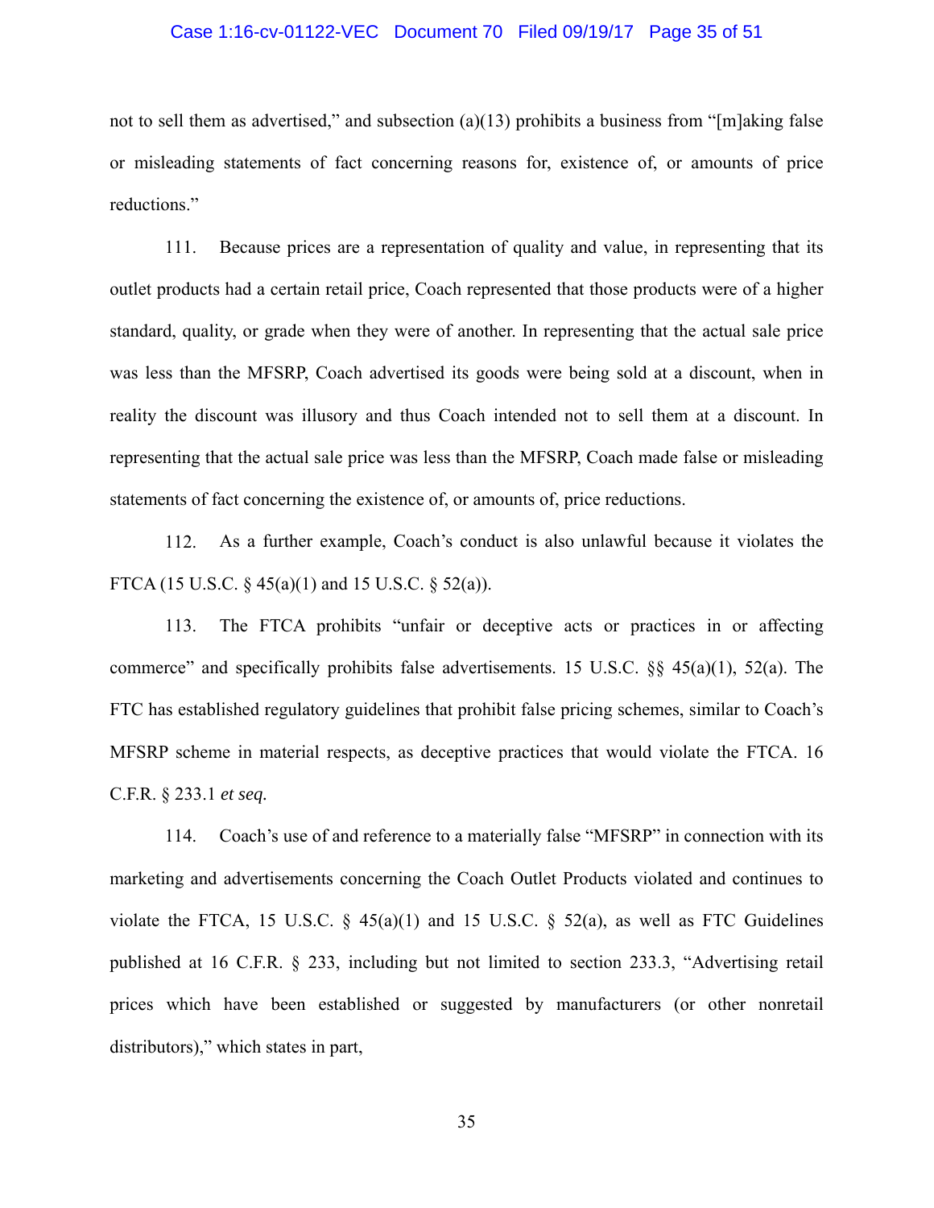not to sell them as advertised," and subsection (a)(13) prohibits a business from "[m]aking false or misleading statements of fact concerning reasons for, existence of, or amounts of price reductions."

111. Because prices are a representation of quality and value, in representing that its outlet products had a certain retail price, Coach represented that those products were of a higher standard, quality, or grade when they were of another. In representing that the actual sale price was less than the MFSRP, Coach advertised its goods were being sold at a discount, when in reality the discount was illusory and thus Coach intended not to sell them at a discount. In representing that the actual sale price was less than the MFSRP, Coach made false or misleading statements of fact concerning the existence of, or amounts of, price reductions.

112. As a further example, Coach's conduct is also unlawful because it violates the FTCA (15 U.S.C. § 45(a)(1) and 15 U.S.C. § 52(a)).

113. The FTCA prohibits "unfair or deceptive acts or practices in or affecting commerce" and specifically prohibits false advertisements. 15 U.S.C. §§ 45(a)(1), 52(a). The FTC has established regulatory guidelines that prohibit false pricing schemes, similar to Coach's MFSRP scheme in material respects, as deceptive practices that would violate the FTCA. 16 C.F.R. § 233.1 *et seq.*

114. Coach's use of and reference to a materially false "MFSRP" in connection with its marketing and advertisements concerning the Coach Outlet Products violated and continues to violate the FTCA, 15 U.S.C. § 45(a)(1) and 15 U.S.C. § 52(a), as well as FTC Guidelines published at 16 C.F.R. § 233, including but not limited to section 233.3, "Advertising retail prices which have been established or suggested by manufacturers (or other nonretail distributors)," which states in part,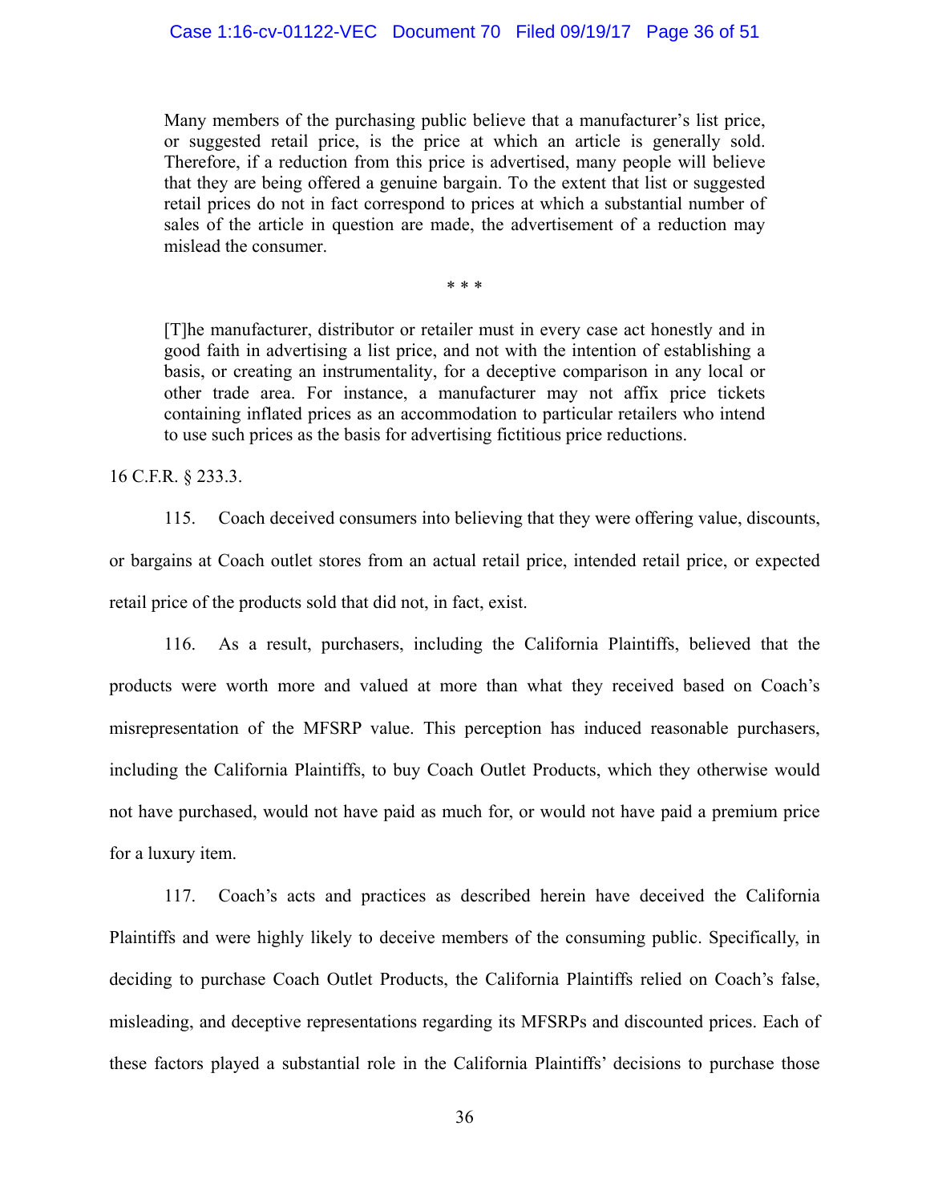> Many members of the purchasing public believe that a manufacturer's list price, or suggested retail price, is the price at which an article is generally sold. Therefore, if a reduction from this price is advertised, many people will believe that they are being offered a genuine bargain. To the extent that list or suggested retail prices do not in fact correspond to prices at which a substantial number of sales of the article in question are made, the advertisement of a reduction may mislead the consumer.
>
> \* \* \*
>
> [T]he manufacturer, distributor or retailer must in every case act honestly and in good faith in advertising a list price, and not with the intention of establishing a basis, or creating an instrumentality, for a deceptive comparison in any local or other trade area. For instance, a manufacturer may not affix price tickets containing inflated prices as an accommodation to particular retailers who intend to use such prices as the basis for advertising fictitious price reductions.

16 C.F.R. § 233.3.

115. Coach deceived consumers into believing that they were offering value, discounts, or bargains at Coach outlet stores from an actual retail price, intended retail price, or expected retail price of the products sold that did not, in fact, exist.

116. As a result, purchasers, including the California Plaintiffs, believed that the products were worth more and valued at more than what they received based on Coach's misrepresentation of the MFSRP value. This perception has induced reasonable purchasers, including the California Plaintiffs, to buy Coach Outlet Products, which they otherwise would not have purchased, would not have paid as much for, or would not have paid a premium price for a luxury item.

117. Coach's acts and practices as described herein have deceived the California Plaintiffs and were highly likely to deceive members of the consuming public. Specifically, in deciding to purchase Coach Outlet Products, the California Plaintiffs relied on Coach's false, misleading, and deceptive representations regarding its MFSRPs and discounted prices. Each of these factors played a substantial role in the California Plaintiffs' decisions to purchase those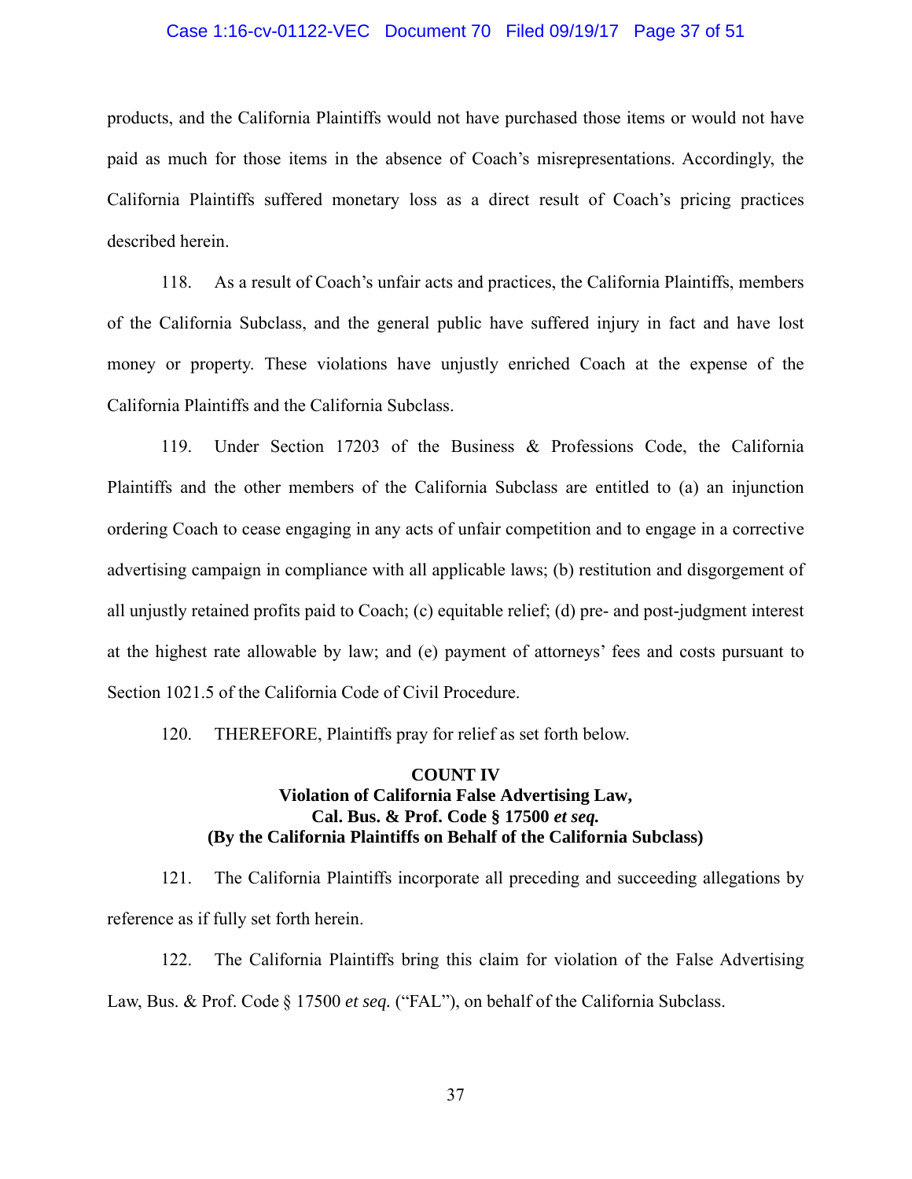products, and the California Plaintiffs would not have purchased those items or would not have paid as much for those items in the absence of Coach's misrepresentations. Accordingly, the California Plaintiffs suffered monetary loss as a direct result of Coach's pricing practices described herein.

118. As a result of Coach's unfair acts and practices, the California Plaintiffs, members of the California Subclass, and the general public have suffered injury in fact and have lost money or property. These violations have unjustly enriched Coach at the expense of the California Plaintiffs and the California Subclass.

119. Under Section 17203 of the Business & Professions Code, the California Plaintiffs and the other members of the California Subclass are entitled to (a) an injunction ordering Coach to cease engaging in any acts of unfair competition and to engage in a corrective advertising campaign in compliance with all applicable laws; (b) restitution and disgorgement of all unjustly retained profits paid to Coach; (c) equitable relief; (d) pre- and post-judgment interest at the highest rate allowable by law; and (e) payment of attorneys' fees and costs pursuant to Section 1021.5 of the California Code of Civil Procedure.

120. THEREFORE, Plaintiffs pray for relief as set forth below.

**COUNT IV**
**Violation of California False Advertising Law,**
**Cal. Bus. & Prof. Code § 17500 *et seq.***
**(By the California Plaintiffs on Behalf of the California Subclass)**

121. The California Plaintiffs incorporate all preceding and succeeding allegations by reference as if fully set forth herein.

122. The California Plaintiffs bring this claim for violation of the False Advertising Law, Bus. & Prof. Code § 17500 *et seq.* ("FAL"), on behalf of the California Subclass.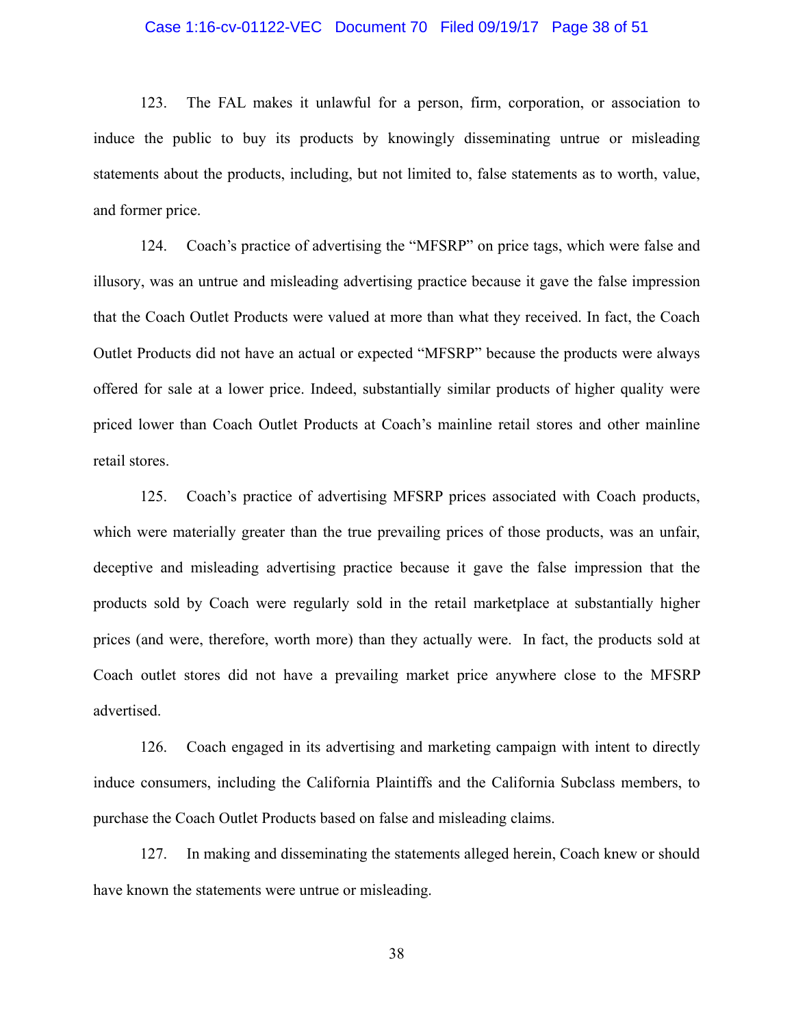123. The FAL makes it unlawful for a person, firm, corporation, or association to induce the public to buy its products by knowingly disseminating untrue or misleading statements about the products, including, but not limited to, false statements as to worth, value, and former price.

124. Coach's practice of advertising the "MFSRP" on price tags, which were false and illusory, was an untrue and misleading advertising practice because it gave the false impression that the Coach Outlet Products were valued at more than what they received. In fact, the Coach Outlet Products did not have an actual or expected "MFSRP" because the products were always offered for sale at a lower price. Indeed, substantially similar products of higher quality were priced lower than Coach Outlet Products at Coach's mainline retail stores and other mainline retail stores.

125. Coach's practice of advertising MFSRP prices associated with Coach products, which were materially greater than the true prevailing prices of those products, was an unfair, deceptive and misleading advertising practice because it gave the false impression that the products sold by Coach were regularly sold in the retail marketplace at substantially higher prices (and were, therefore, worth more) than they actually were. In fact, the products sold at Coach outlet stores did not have a prevailing market price anywhere close to the MFSRP advertised.

126. Coach engaged in its advertising and marketing campaign with intent to directly induce consumers, including the California Plaintiffs and the California Subclass members, to purchase the Coach Outlet Products based on false and misleading claims.

127. In making and disseminating the statements alleged herein, Coach knew or should have known the statements were untrue or misleading.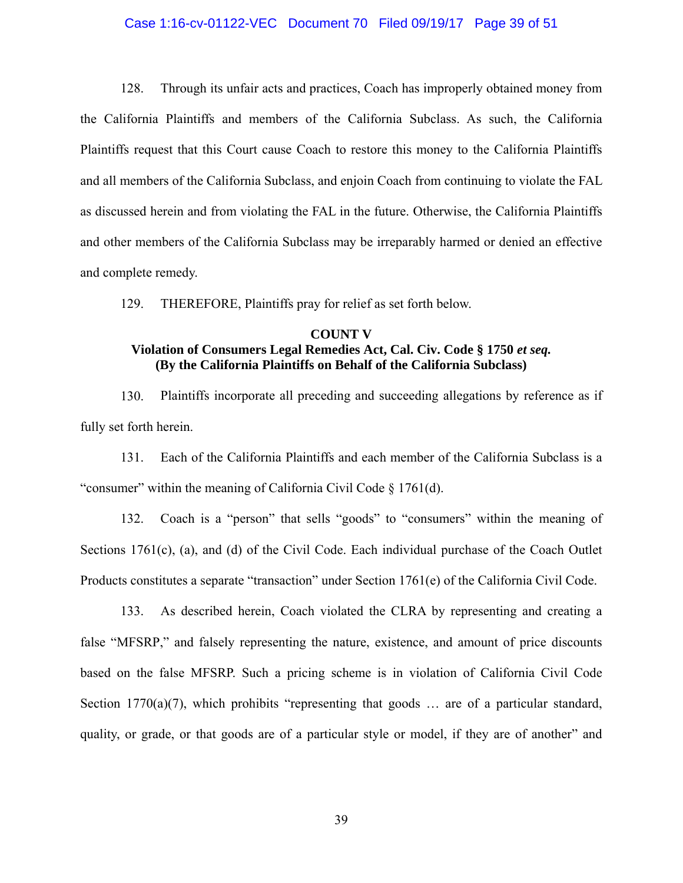128. Through its unfair acts and practices, Coach has improperly obtained money from the California Plaintiffs and members of the California Subclass. As such, the California Plaintiffs request that this Court cause Coach to restore this money to the California Plaintiffs and all members of the California Subclass, and enjoin Coach from continuing to violate the FAL as discussed herein and from violating the FAL in the future. Otherwise, the California Plaintiffs and other members of the California Subclass may be irreparably harmed or denied an effective and complete remedy.

129. THEREFORE, Plaintiffs pray for relief as set forth below.

**COUNT V**
**Violation of Consumers Legal Remedies Act, Cal. Civ. Code § 1750 *et seq.***
**(By the California Plaintiffs on Behalf of the California Subclass)**

130. Plaintiffs incorporate all preceding and succeeding allegations by reference as if fully set forth herein.

131. Each of the California Plaintiffs and each member of the California Subclass is a "consumer" within the meaning of California Civil Code § 1761(d).

132. Coach is a "person" that sells "goods" to "consumers" within the meaning of Sections 1761(c), (a), and (d) of the Civil Code. Each individual purchase of the Coach Outlet Products constitutes a separate "transaction" under Section 1761(e) of the California Civil Code.

133. As described herein, Coach violated the CLRA by representing and creating a false "MFSRP," and falsely representing the nature, existence, and amount of price discounts based on the false MFSRP. Such a pricing scheme is in violation of California Civil Code Section 1770(a)(7), which prohibits "representing that goods … are of a particular standard, quality, or grade, or that goods are of a particular style or model, if they are of another" and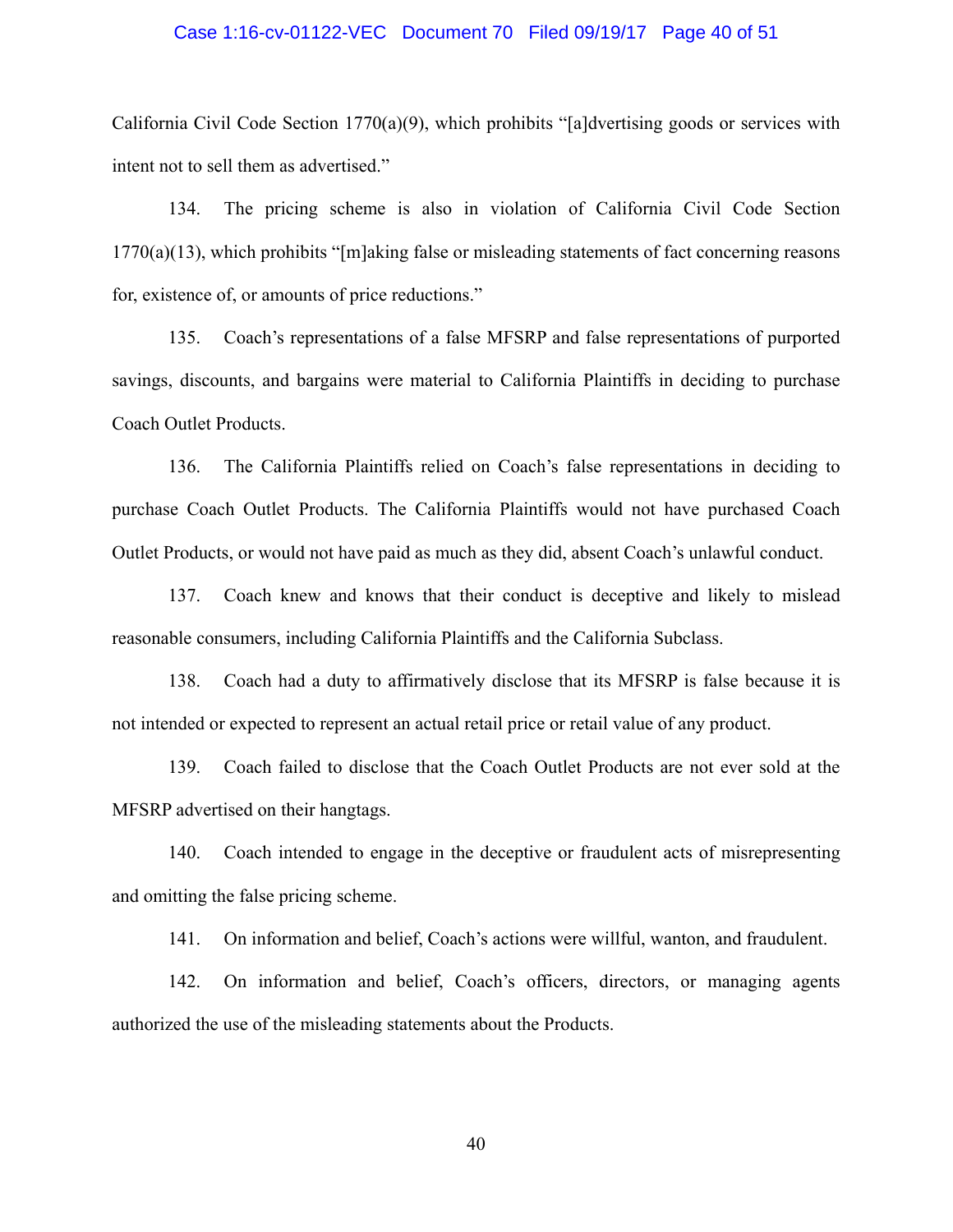California Civil Code Section 1770(a)(9), which prohibits "[a]dvertising goods or services with intent not to sell them as advertised."

134. The pricing scheme is also in violation of California Civil Code Section 1770(a)(13), which prohibits "[m]aking false or misleading statements of fact concerning reasons for, existence of, or amounts of price reductions."

135. Coach's representations of a false MFSRP and false representations of purported savings, discounts, and bargains were material to California Plaintiffs in deciding to purchase Coach Outlet Products.

136. The California Plaintiffs relied on Coach's false representations in deciding to purchase Coach Outlet Products. The California Plaintiffs would not have purchased Coach Outlet Products, or would not have paid as much as they did, absent Coach's unlawful conduct.

137. Coach knew and knows that their conduct is deceptive and likely to mislead reasonable consumers, including California Plaintiffs and the California Subclass.

138. Coach had a duty to affirmatively disclose that its MFSRP is false because it is not intended or expected to represent an actual retail price or retail value of any product.

139. Coach failed to disclose that the Coach Outlet Products are not ever sold at the MFSRP advertised on their hangtags.

140. Coach intended to engage in the deceptive or fraudulent acts of misrepresenting and omitting the false pricing scheme.

141. On information and belief, Coach's actions were willful, wanton, and fraudulent.

142. On information and belief, Coach's officers, directors, or managing agents authorized the use of the misleading statements about the Products.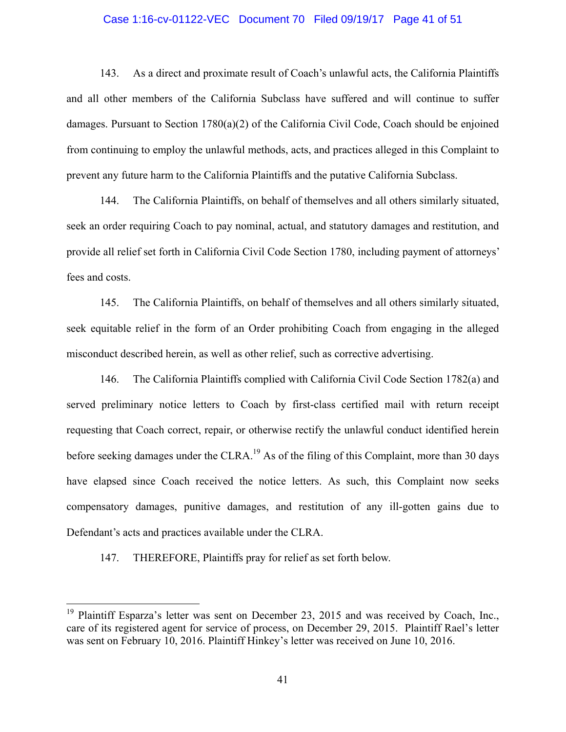143. As a direct and proximate result of Coach's unlawful acts, the California Plaintiffs and all other members of the California Subclass have suffered and will continue to suffer damages. Pursuant to Section 1780(a)(2) of the California Civil Code, Coach should be enjoined from continuing to employ the unlawful methods, acts, and practices alleged in this Complaint to prevent any future harm to the California Plaintiffs and the putative California Subclass.

144. The California Plaintiffs, on behalf of themselves and all others similarly situated, seek an order requiring Coach to pay nominal, actual, and statutory damages and restitution, and provide all relief set forth in California Civil Code Section 1780, including payment of attorneys' fees and costs.

145. The California Plaintiffs, on behalf of themselves and all others similarly situated, seek equitable relief in the form of an Order prohibiting Coach from engaging in the alleged misconduct described herein, as well as other relief, such as corrective advertising.

146. The California Plaintiffs complied with California Civil Code Section 1782(a) and served preliminary notice letters to Coach by first-class certified mail with return receipt requesting that Coach correct, repair, or otherwise rectify the unlawful conduct identified herein before seeking damages under the CLRA.[19] As of the filing of this Complaint, more than 30 days have elapsed since Coach received the notice letters. As such, this Complaint now seeks compensatory damages, punitive damages, and restitution of any ill-gotten gains due to Defendant's acts and practices available under the CLRA.

147. THEREFORE, Plaintiffs pray for relief as set forth below.

---

[19] Plaintiff Esparza's letter was sent on December 23, 2015 and was received by Coach, Inc., care of its registered agent for service of process, on December 29, 2015. Plaintiff Rael's letter was sent on February 10, 2016. Plaintiff Hinkey's letter was received on June 10, 2016.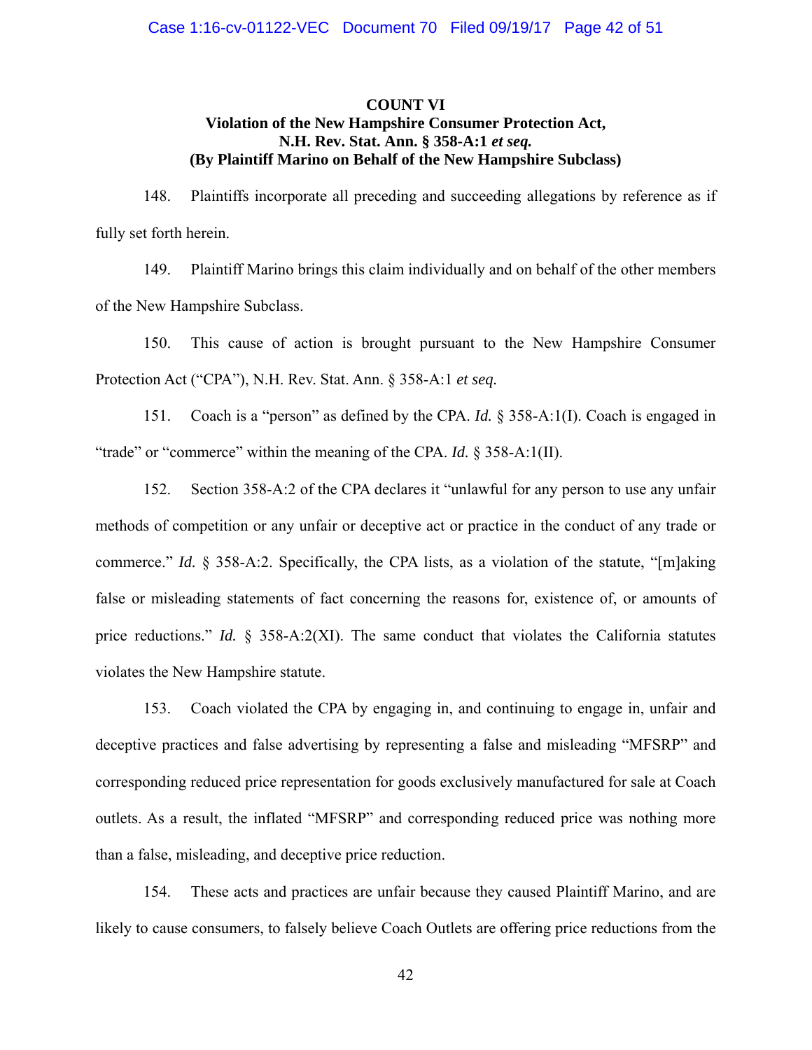**COUNT VI**
**Violation of the New Hampshire Consumer Protection Act,**
**N.H. Rev. Stat. Ann. § 358-A:1 *et seq.***
**(By Plaintiff Marino on Behalf of the New Hampshire Subclass)**

148. Plaintiffs incorporate all preceding and succeeding allegations by reference as if fully set forth herein.

149. Plaintiff Marino brings this claim individually and on behalf of the other members of the New Hampshire Subclass.

150. This cause of action is brought pursuant to the New Hampshire Consumer Protection Act ("CPA"), N.H. Rev. Stat. Ann. § 358-A:1 *et seq.*

151. Coach is a "person" as defined by the CPA. *Id.* § 358-A:1(I). Coach is engaged in "trade" or "commerce" within the meaning of the CPA. *Id.* § 358-A:1(II).

152. Section 358-A:2 of the CPA declares it "unlawful for any person to use any unfair methods of competition or any unfair or deceptive act or practice in the conduct of any trade or commerce." *Id.* § 358-A:2. Specifically, the CPA lists, as a violation of the statute, "[m]aking false or misleading statements of fact concerning the reasons for, existence of, or amounts of price reductions." *Id.* § 358-A:2(XI). The same conduct that violates the California statutes violates the New Hampshire statute.

153. Coach violated the CPA by engaging in, and continuing to engage in, unfair and deceptive practices and false advertising by representing a false and misleading "MFSRP" and corresponding reduced price representation for goods exclusively manufactured for sale at Coach outlets. As a result, the inflated "MFSRP" and corresponding reduced price was nothing more than a false, misleading, and deceptive price reduction.

154. These acts and practices are unfair because they caused Plaintiff Marino, and are likely to cause consumers, to falsely believe Coach Outlets are offering price reductions from the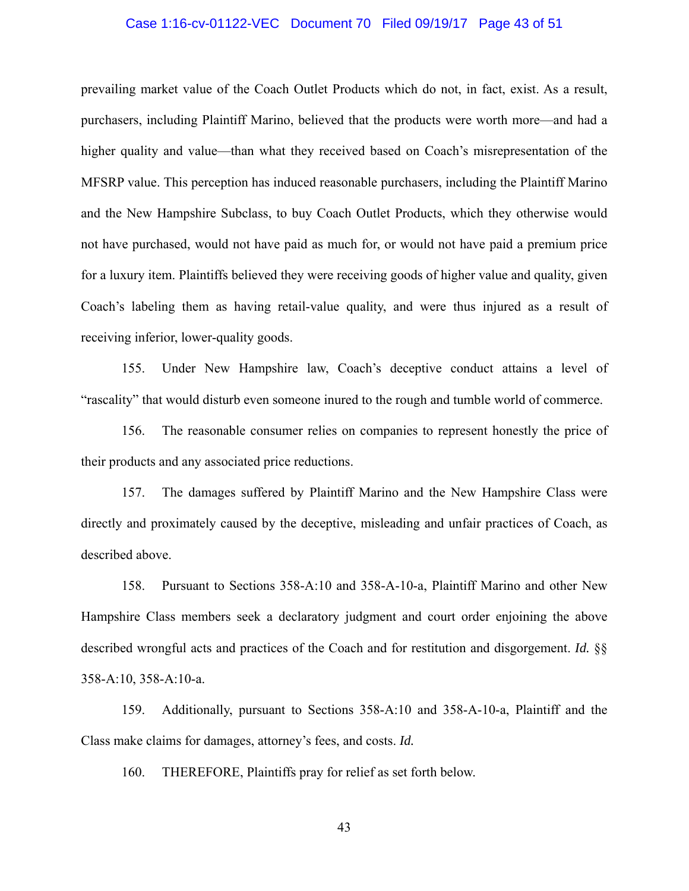prevailing market value of the Coach Outlet Products which do not, in fact, exist. As a result, purchasers, including Plaintiff Marino, believed that the products were worth more—and had a higher quality and value—than what they received based on Coach's misrepresentation of the MFSRP value. This perception has induced reasonable purchasers, including the Plaintiff Marino and the New Hampshire Subclass, to buy Coach Outlet Products, which they otherwise would not have purchased, would not have paid as much for, or would not have paid a premium price for a luxury item. Plaintiffs believed they were receiving goods of higher value and quality, given Coach's labeling them as having retail-value quality, and were thus injured as a result of receiving inferior, lower-quality goods.

155. Under New Hampshire law, Coach's deceptive conduct attains a level of "rascality" that would disturb even someone inured to the rough and tumble world of commerce.

156. The reasonable consumer relies on companies to represent honestly the price of their products and any associated price reductions.

157. The damages suffered by Plaintiff Marino and the New Hampshire Class were directly and proximately caused by the deceptive, misleading and unfair practices of Coach, as described above.

158. Pursuant to Sections 358-A:10 and 358-A-10-a, Plaintiff Marino and other New Hampshire Class members seek a declaratory judgment and court order enjoining the above described wrongful acts and practices of the Coach and for restitution and disgorgement. *Id.* §§ 358-A:10, 358-A:10-a.

159. Additionally, pursuant to Sections 358-A:10 and 358-A-10-a, Plaintiff and the Class make claims for damages, attorney's fees, and costs. *Id.*

160. THEREFORE, Plaintiffs pray for relief as set forth below.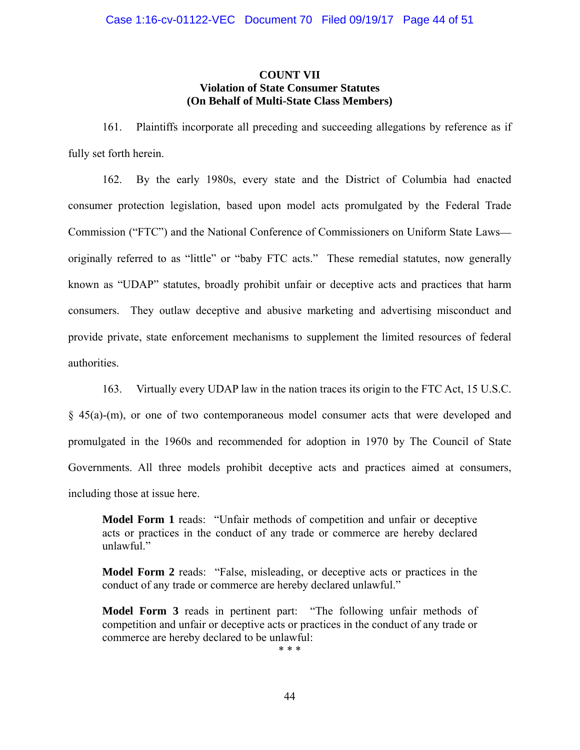## COUNT VII
### Violation of State Consumer Statutes
### (On Behalf of Multi-State Class Members)

161. Plaintiffs incorporate all preceding and succeeding allegations by reference as if fully set forth herein.

162. By the early 1980s, every state and the District of Columbia had enacted consumer protection legislation, based upon model acts promulgated by the Federal Trade Commission ("FTC") and the National Conference of Commissioners on Uniform State Laws—originally referred to as "little" or "baby FTC acts." These remedial statutes, now generally known as "UDAP" statutes, broadly prohibit unfair or deceptive acts and practices that harm consumers. They outlaw deceptive and abusive marketing and advertising misconduct and provide private, state enforcement mechanisms to supplement the limited resources of federal authorities.

163. Virtually every UDAP law in the nation traces its origin to the FTC Act, 15 U.S.C. § 45(a)-(m), or one of two contemporaneous model consumer acts that were developed and promulgated in the 1960s and recommended for adoption in 1970 by The Council of State Governments. All three models prohibit deceptive acts and practices aimed at consumers, including those at issue here.

> **Model Form 1** reads: "Unfair methods of competition and unfair or deceptive acts or practices in the conduct of any trade or commerce are hereby declared unlawful."
>
> **Model Form 2** reads: "False, misleading, or deceptive acts or practices in the conduct of any trade or commerce are hereby declared unlawful."
>
> **Model Form 3** reads in pertinent part: "The following unfair methods of competition and unfair or deceptive acts or practices in the conduct of any trade or commerce are hereby declared to be unlawful:
>
> * * *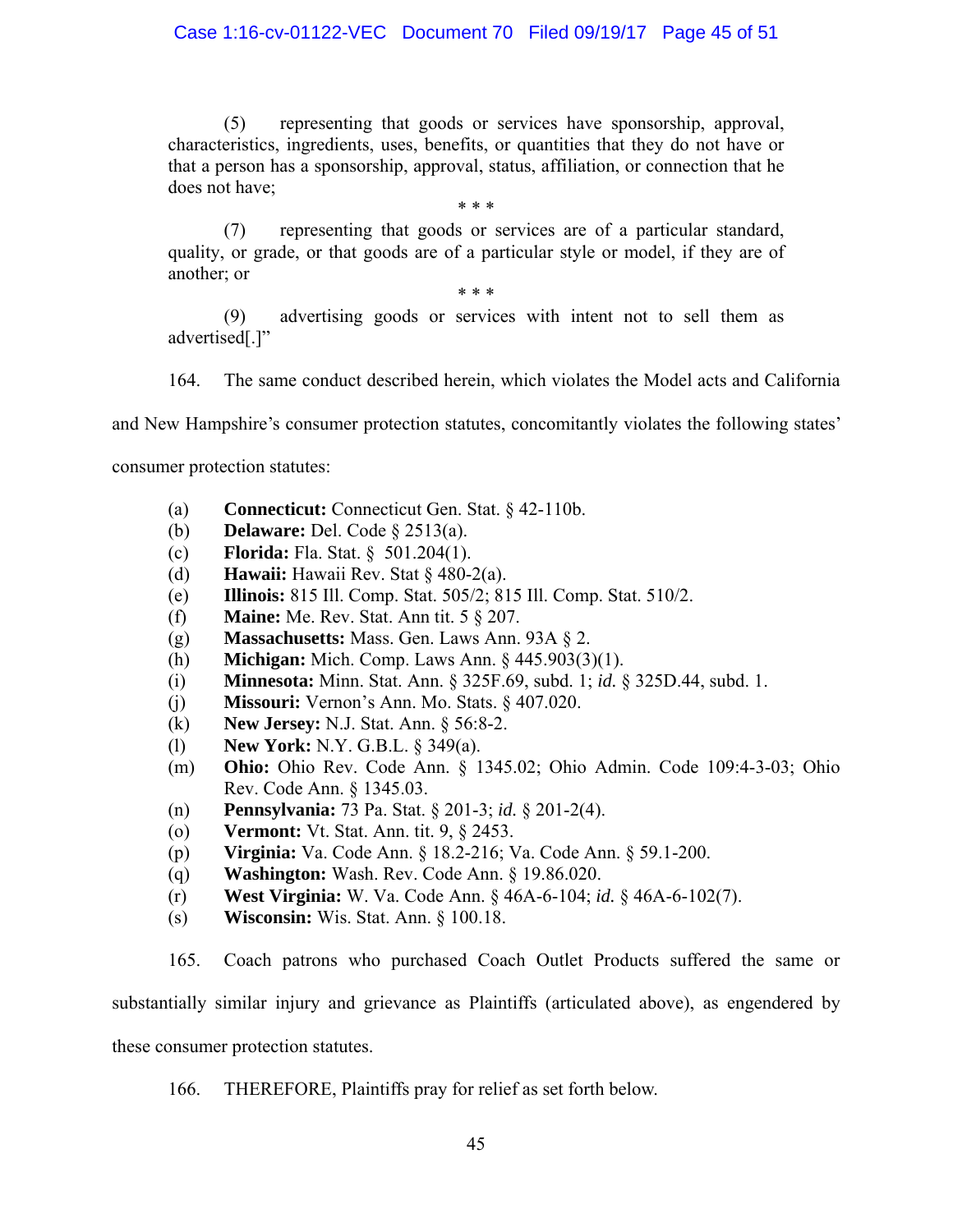(5) representing that goods or services have sponsorship, approval, characteristics, ingredients, uses, benefits, or quantities that they do not have or that a person has a sponsorship, approval, status, affiliation, or connection that he does not have;

\* \* \*

(7) representing that goods or services are of a particular standard, quality, or grade, or that goods are of a particular style or model, if they are of another; or

\* \* \*

(9) advertising goods or services with intent not to sell them as advertised[.]"

164. The same conduct described herein, which violates the Model acts and California and New Hampshire's consumer protection statutes, concomitantly violates the following states' consumer protection statutes:

(a) **Connecticut:** Connecticut Gen. Stat. § 42-110b.
(b) **Delaware:** Del. Code § 2513(a).
(c) **Florida:** Fla. Stat. § 501.204(1).
(d) **Hawaii:** Hawaii Rev. Stat § 480-2(a).
(e) **Illinois:** 815 Ill. Comp. Stat. 505/2; 815 Ill. Comp. Stat. 510/2.
(f) **Maine:** Me. Rev. Stat. Ann tit. 5 § 207.
(g) **Massachusetts:** Mass. Gen. Laws Ann. 93A § 2.
(h) **Michigan:** Mich. Comp. Laws Ann. § 445.903(3)(1).
(i) **Minnesota:** Minn. Stat. Ann. § 325F.69, subd. 1; *id.* § 325D.44, subd. 1.
(j) **Missouri:** Vernon's Ann. Mo. Stats. § 407.020.
(k) **New Jersey:** N.J. Stat. Ann. § 56:8-2.
(l) **New York:** N.Y. G.B.L. § 349(a).
(m) **Ohio:** Ohio Rev. Code Ann. § 1345.02; Ohio Admin. Code 109:4-3-03; Ohio Rev. Code Ann. § 1345.03.
(n) **Pennsylvania:** 73 Pa. Stat. § 201-3; *id.* § 201-2(4).
(o) **Vermont:** Vt. Stat. Ann. tit. 9, § 2453.
(p) **Virginia:** Va. Code Ann. § 18.2-216; Va. Code Ann. § 59.1-200.
(q) **Washington:** Wash. Rev. Code Ann. § 19.86.020.
(r) **West Virginia:** W. Va. Code Ann. § 46A-6-104; *id.* § 46A-6-102(7).
(s) **Wisconsin:** Wis. Stat. Ann. § 100.18.

165. Coach patrons who purchased Coach Outlet Products suffered the same or substantially similar injury and grievance as Plaintiffs (articulated above), as engendered by these consumer protection statutes.

166. THEREFORE, Plaintiffs pray for relief as set forth below.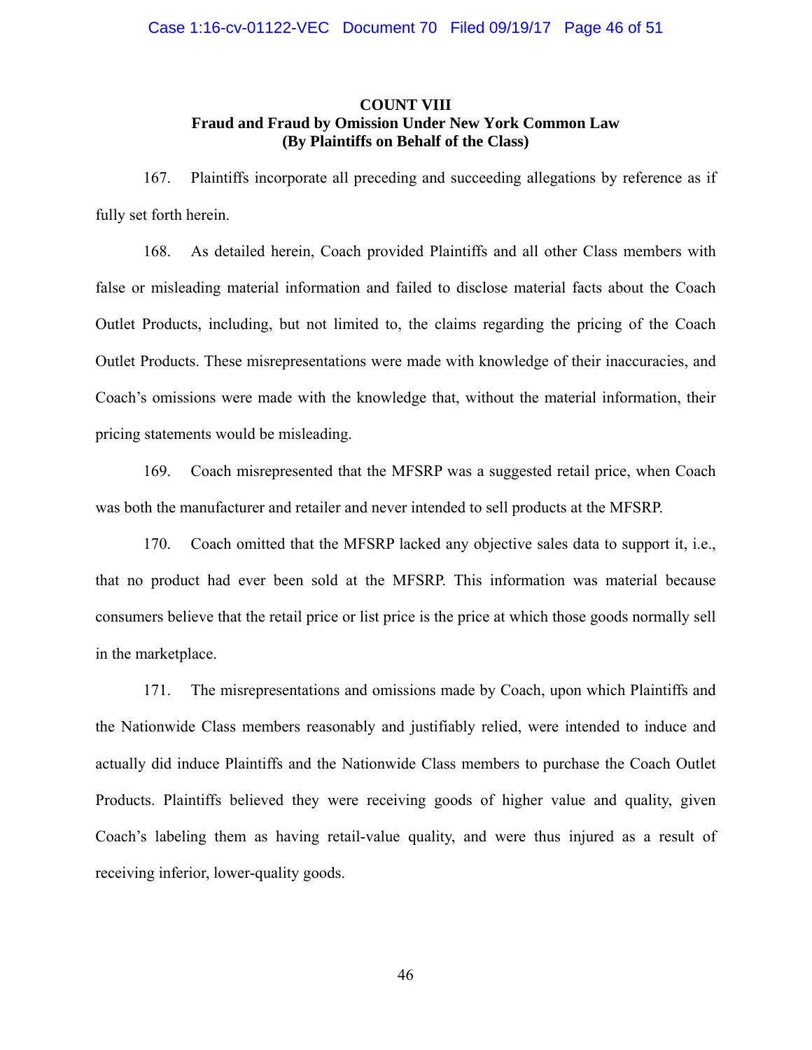**COUNT VIII**
**Fraud and Fraud by Omission Under New York Common Law**
**(By Plaintiffs on Behalf of the Class)**

167. Plaintiffs incorporate all preceding and succeeding allegations by reference as if fully set forth herein.

168. As detailed herein, Coach provided Plaintiffs and all other Class members with false or misleading material information and failed to disclose material facts about the Coach Outlet Products, including, but not limited to, the claims regarding the pricing of the Coach Outlet Products. These misrepresentations were made with knowledge of their inaccuracies, and Coach's omissions were made with the knowledge that, without the material information, their pricing statements would be misleading.

169. Coach misrepresented that the MFSRP was a suggested retail price, when Coach was both the manufacturer and retailer and never intended to sell products at the MFSRP.

170. Coach omitted that the MFSRP lacked any objective sales data to support it, i.e., that no product had ever been sold at the MFSRP. This information was material because consumers believe that the retail price or list price is the price at which those goods normally sell in the marketplace.

171. The misrepresentations and omissions made by Coach, upon which Plaintiffs and the Nationwide Class members reasonably and justifiably relied, were intended to induce and actually did induce Plaintiffs and the Nationwide Class members to purchase the Coach Outlet Products. Plaintiffs believed they were receiving goods of higher value and quality, given Coach's labeling them as having retail-value quality, and were thus injured as a result of receiving inferior, lower-quality goods.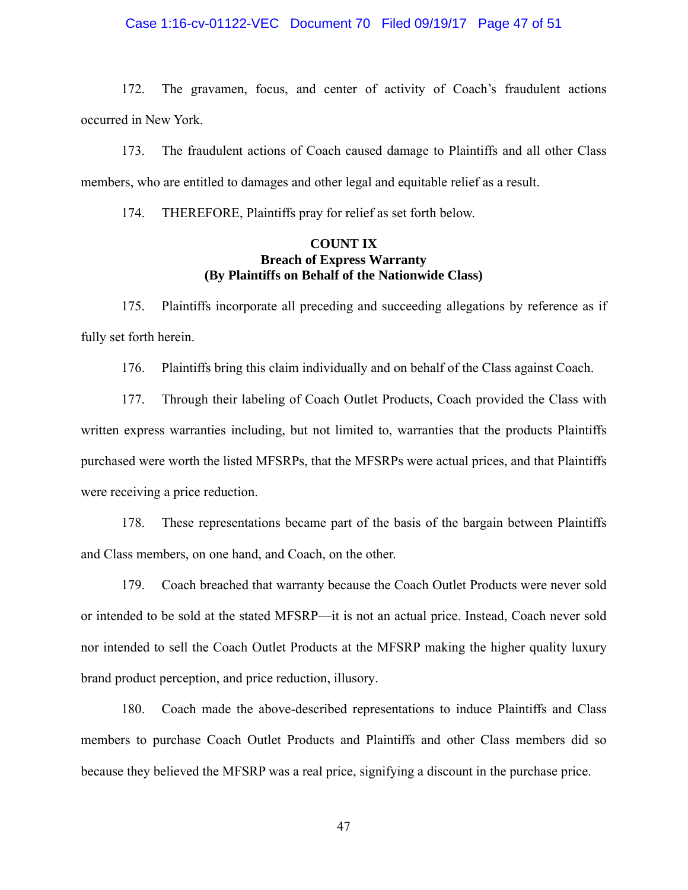172. The gravamen, focus, and center of activity of Coach's fraudulent actions occurred in New York.

173. The fraudulent actions of Coach caused damage to Plaintiffs and all other Class members, who are entitled to damages and other legal and equitable relief as a result.

174. THEREFORE, Plaintiffs pray for relief as set forth below.

**COUNT IX**
**Breach of Express Warranty**
**(By Plaintiffs on Behalf of the Nationwide Class)**

175. Plaintiffs incorporate all preceding and succeeding allegations by reference as if fully set forth herein.

176. Plaintiffs bring this claim individually and on behalf of the Class against Coach.

177. Through their labeling of Coach Outlet Products, Coach provided the Class with written express warranties including, but not limited to, warranties that the products Plaintiffs purchased were worth the listed MFSRPs, that the MFSRPs were actual prices, and that Plaintiffs were receiving a price reduction.

178. These representations became part of the basis of the bargain between Plaintiffs and Class members, on one hand, and Coach, on the other.

179. Coach breached that warranty because the Coach Outlet Products were never sold or intended to be sold at the stated MFSRP—it is not an actual price. Instead, Coach never sold nor intended to sell the Coach Outlet Products at the MFSRP making the higher quality luxury brand product perception, and price reduction, illusory.

180. Coach made the above-described representations to induce Plaintiffs and Class members to purchase Coach Outlet Products and Plaintiffs and other Class members did so because they believed the MFSRP was a real price, signifying a discount in the purchase price.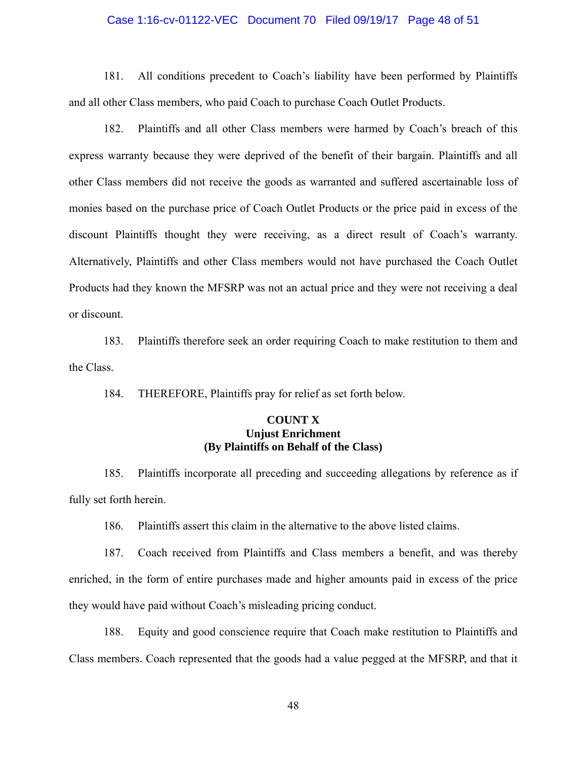181. All conditions precedent to Coach's liability have been performed by Plaintiffs and all other Class members, who paid Coach to purchase Coach Outlet Products.

182. Plaintiffs and all other Class members were harmed by Coach's breach of this express warranty because they were deprived of the benefit of their bargain. Plaintiffs and all other Class members did not receive the goods as warranted and suffered ascertainable loss of monies based on the purchase price of Coach Outlet Products or the price paid in excess of the discount Plaintiffs thought they were receiving, as a direct result of Coach's warranty. Alternatively, Plaintiffs and other Class members would not have purchased the Coach Outlet Products had they known the MFSRP was not an actual price and they were not receiving a deal or discount.

183. Plaintiffs therefore seek an order requiring Coach to make restitution to them and the Class.

184. THEREFORE, Plaintiffs pray for relief as set forth below.

**COUNT X**
**Unjust Enrichment**
**(By Plaintiffs on Behalf of the Class)**

185. Plaintiffs incorporate all preceding and succeeding allegations by reference as if fully set forth herein.

186. Plaintiffs assert this claim in the alternative to the above listed claims.

187. Coach received from Plaintiffs and Class members a benefit, and was thereby enriched, in the form of entire purchases made and higher amounts paid in excess of the price they would have paid without Coach's misleading pricing conduct.

188. Equity and good conscience require that Coach make restitution to Plaintiffs and Class members. Coach represented that the goods had a value pegged at the MFSRP, and that it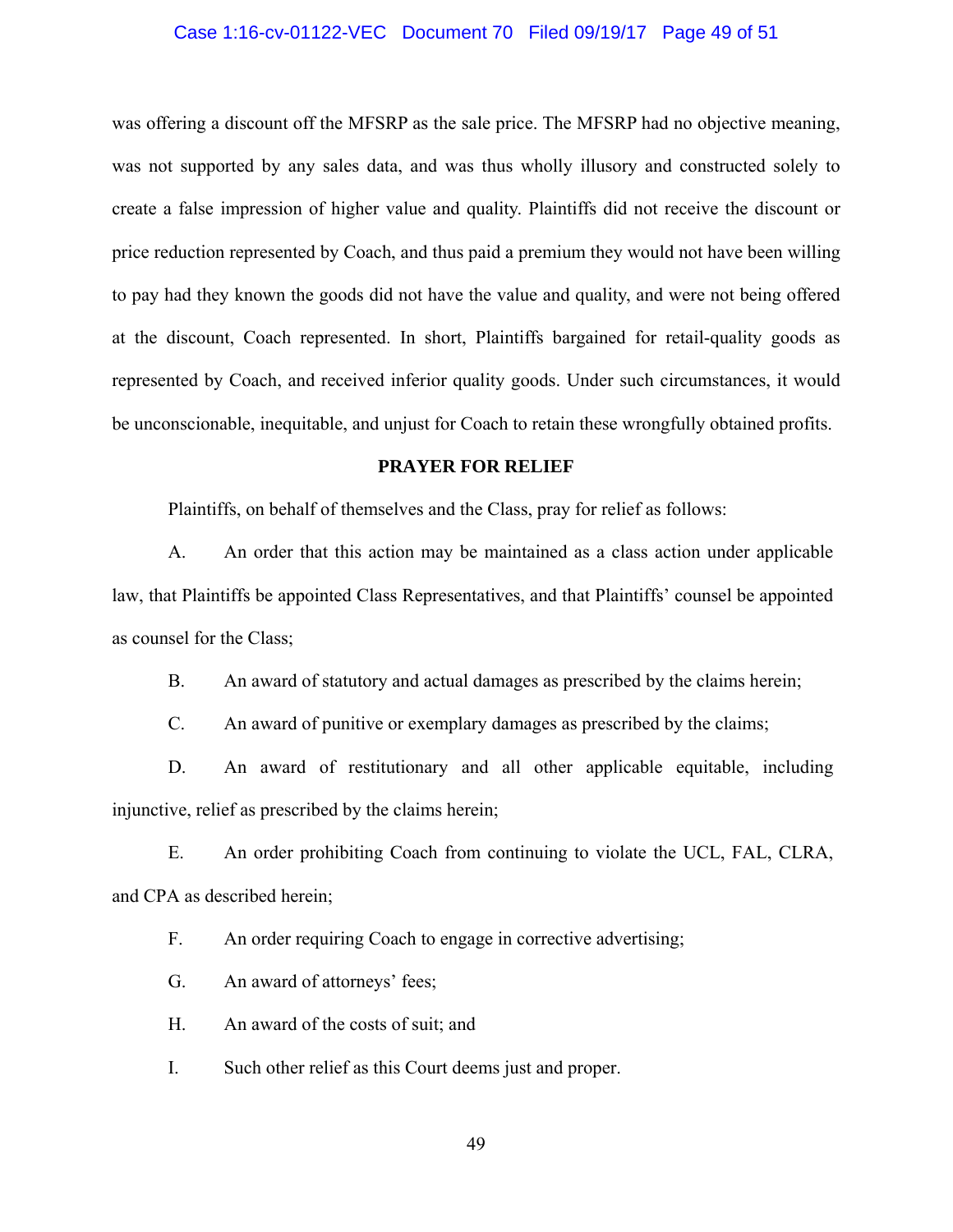was offering a discount off the MFSRP as the sale price. The MFSRP had no objective meaning, was not supported by any sales data, and was thus wholly illusory and constructed solely to create a false impression of higher value and quality. Plaintiffs did not receive the discount or price reduction represented by Coach, and thus paid a premium they would not have been willing to pay had they known the goods did not have the value and quality, and were not being offered at the discount, Coach represented. In short, Plaintiffs bargained for retail-quality goods as represented by Coach, and received inferior quality goods. Under such circumstances, it would be unconscionable, inequitable, and unjust for Coach to retain these wrongfully obtained profits.

## PRAYER FOR RELIEF

Plaintiffs, on behalf of themselves and the Class, pray for relief as follows:

A. An order that this action may be maintained as a class action under applicable law, that Plaintiffs be appointed Class Representatives, and that Plaintiffs' counsel be appointed as counsel for the Class;

B. An award of statutory and actual damages as prescribed by the claims herein;

C. An award of punitive or exemplary damages as prescribed by the claims;

D. An award of restitutionary and all other applicable equitable, including injunctive, relief as prescribed by the claims herein;

E. An order prohibiting Coach from continuing to violate the UCL, FAL, CLRA, and CPA as described herein;

F. An order requiring Coach to engage in corrective advertising;

G. An award of attorneys' fees;

H. An award of the costs of suit; and

I. Such other relief as this Court deems just and proper.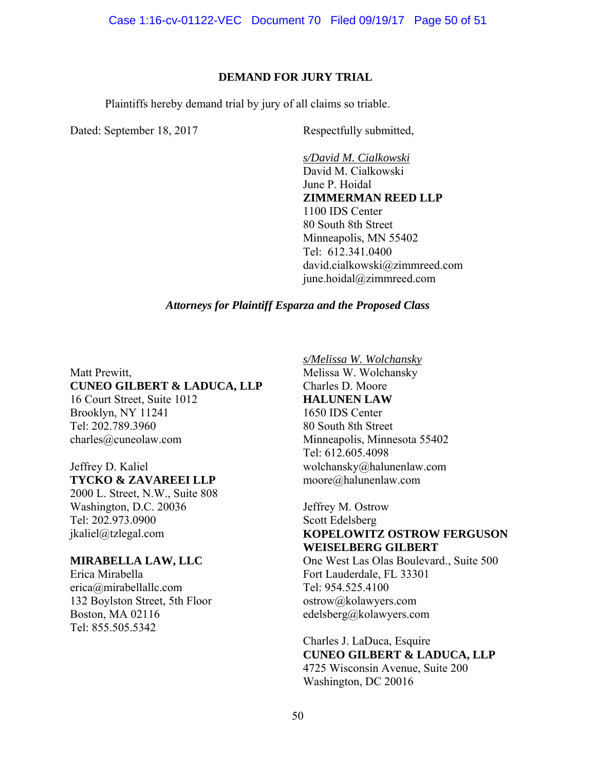**DEMAND FOR JURY TRIAL**

Plaintiffs hereby demand trial by jury of all claims so triable.

Dated: September 18, 2017

Respectfully submitted,

*s/David M. Cialkowski*
David M. Cialkowski
June P. Hoidal
**ZIMMERMAN REED LLP**
1100 IDS Center
80 South 8th Street
Minneapolis, MN 55402
Tel: 612.341.0400
david.cialkowski@zimmreed.com
june.hoidal@zimmreed.com

***Attorneys for Plaintiff Esparza and the Proposed Class***

Matt Prewitt,
**CUNEO GILBERT & LADUCA, LLP**
16 Court Street, Suite 1012
Brooklyn, NY 11241
Tel: 202.789.3960
charles@cuneolaw.com

Jeffrey D. Kaliel
**TYCKO & ZAVAREEI LLP**
2000 L. Street, N.W., Suite 808
Washington, D.C. 20036
Tel: 202.973.0900
jkaliel@tzlegal.com

**MIRABELLA LAW, LLC**
Erica Mirabella
erica@mirabellallc.com
132 Boylston Street, 5th Floor
Boston, MA 02116
Tel: 855.505.5342

*s/Melissa W. Wolchansky*
Melissa W. Wolchansky
Charles D. Moore
**HALUNEN LAW**
1650 IDS Center
80 South 8th Street
Minneapolis, Minnesota 55402
Tel: 612.605.4098
wolchansky@halunenlaw.com
moore@halunenlaw.com

Jeffrey M. Ostrow
Scott Edelsberg
**KOPELOWITZ OSTROW FERGUSON WEISELBERG GILBERT**
One West Las Olas Boulevard., Suite 500
Fort Lauderdale, FL 33301
Tel: 954.525.4100
ostrow@kolawyers.com
edelsberg@kolawyers.com

Charles J. LaDuca, Esquire
**CUNEO GILBERT & LADUCA, LLP**
4725 Wisconsin Avenue, Suite 200
Washington, DC 20016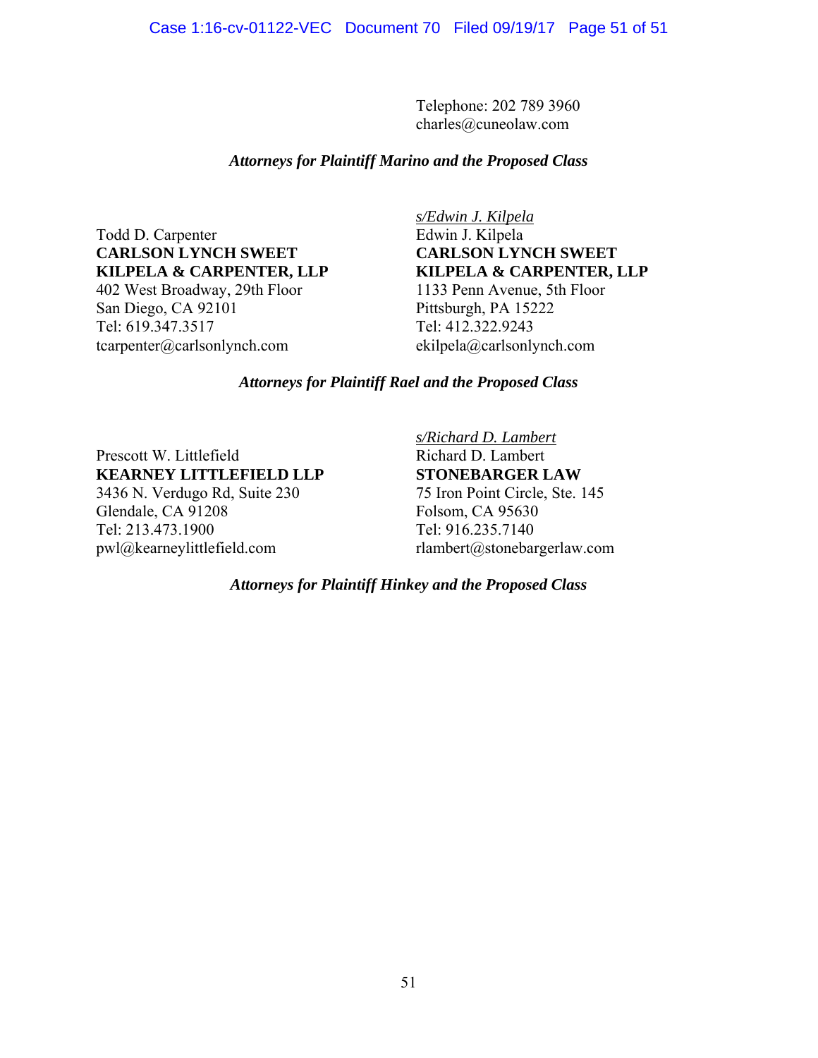Telephone: 202 789 3960
charles@cuneolaw.com

***Attorneys for Plaintiff Marino and the Proposed Class***

Todd D. Carpenter
**CARLSON LYNCH SWEET KILPELA & CARPENTER, LLP**
402 West Broadway, 29th Floor
San Diego, CA 92101
Tel: 619.347.3517
tcarpenter@carlsonlynch.com

*s/Edwin J. Kilpela*
Edwin J. Kilpela
**CARLSON LYNCH SWEET KILPELA & CARPENTER, LLP**
1133 Penn Avenue, 5th Floor
Pittsburgh, PA 15222
Tel: 412.322.9243
ekilpela@carlsonlynch.com

***Attorneys for Plaintiff Rael and the Proposed Class***

Prescott W. Littlefield
**KEARNEY LITTLEFIELD LLP**
3436 N. Verdugo Rd, Suite 230
Glendale, CA 91208
Tel: 213.473.1900
pwl@kearneylittlefield.com

*s/Richard D. Lambert*
Richard D. Lambert
**STONEBARGER LAW**
75 Iron Point Circle, Ste. 145
Folsom, CA 95630
Tel: 916.235.7140
rlambert@stonebargerlaw.com

***Attorneys for Plaintiff Hinkey and the Proposed Class***